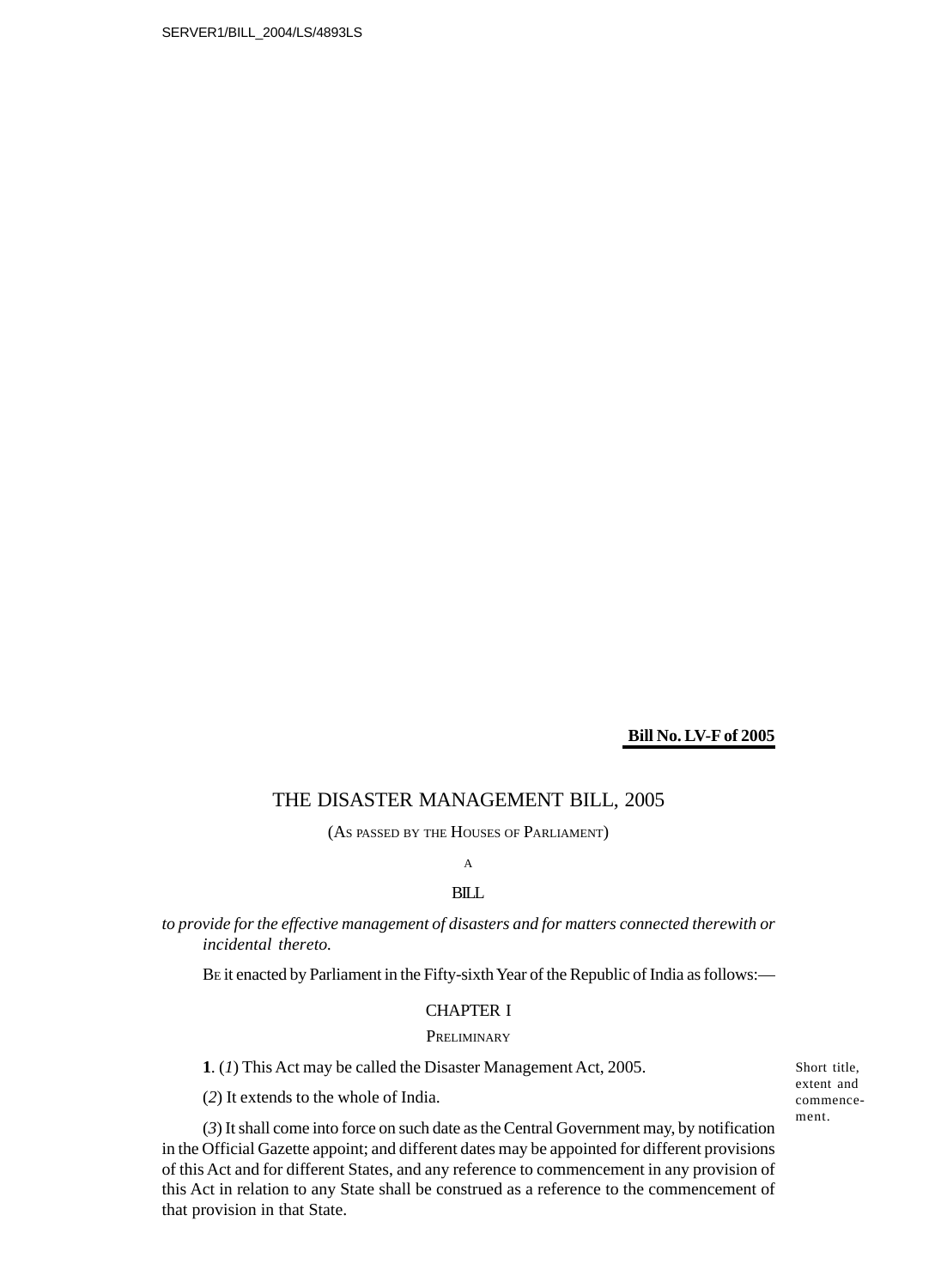**Bill No. LV-F of 2005**

# THE DISASTER MANAGEMENT BILL, 2005

(AS PASSED BY THE HOUSES OF PARLIAMENT)

A

BILL

*to provide for the effective management of disasters and for matters connected therewith or incidental thereto.*

BE it enacted by Parliament in the Fifty-sixth Year of the Republic of India as follows:—

## CHAPTER I

### PRELIMINARY

Short title, extent and commencement.

**1**. (*1*) This Act may be called the Disaster Management Act, 2005.

(*2*) It extends to the whole of India.

(*3*) It shall come into force on such date as the Central Government may, by notification in the Official Gazette appoint; and different dates may be appointed for different provisions of this Act and for different States, and any reference to commencement in any provision of this Act in relation to any State shall be construed as a reference to the commencement of that provision in that State.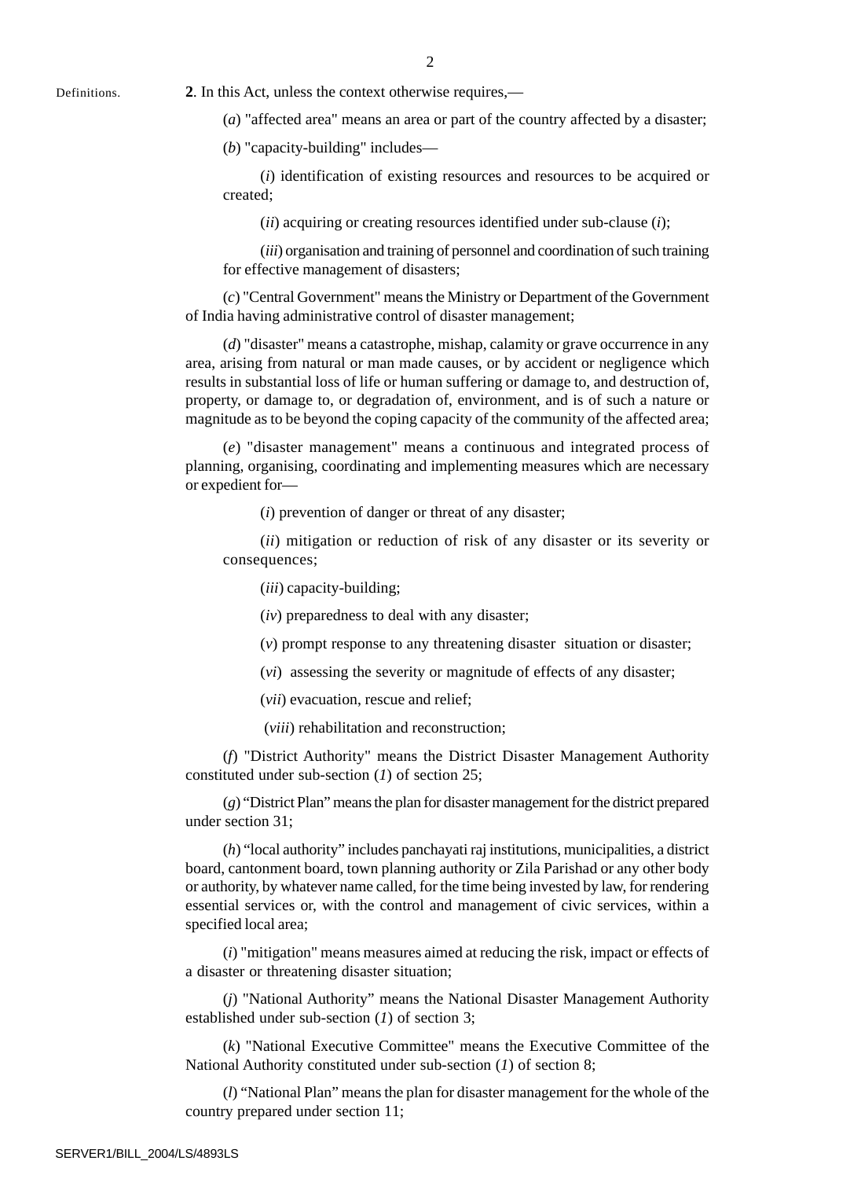Definitions.

**2**. In this Act, unless the context otherwise requires,—

(*a*) "affected area" means an area or part of the country affected by a disaster;

(*b*) "capacity-building" includes—

(*i*) identification of existing resources and resources to be acquired or created;

(*ii*) acquiring or creating resources identified under sub-clause (*i*);

(*iii*) organisation and training of personnel and coordination of such training for effective management of disasters;

(*c*) "Central Government" means the Ministry or Department of the Government of India having administrative control of disaster management;

(*d*) "disaster" means a catastrophe, mishap, calamity or grave occurrence in any area, arising from natural or man made causes, or by accident or negligence which results in substantial loss of life or human suffering or damage to, and destruction of, property, or damage to, or degradation of, environment, and is of such a nature or magnitude as to be beyond the coping capacity of the community of the affected area;

(*e*) "disaster management" means a continuous and integrated process of planning, organising, coordinating and implementing measures which are necessary or expedient for—

(*i*) prevention of danger or threat of any disaster;

(*ii*) mitigation or reduction of risk of any disaster or its severity or consequences;

(*iii*) capacity-building;

(*iv*) preparedness to deal with any disaster;

(*v*) prompt response to any threatening disaster situation or disaster;

(*vi*) assessing the severity or magnitude of effects of any disaster;

(*vii*) evacuation, rescue and relief;

(*viii*) rehabilitation and reconstruction;

(*f*) "District Authority" means the District Disaster Management Authority constituted under sub-section (*1*) of section 25;

(*g*) "District Plan" means the plan for disaster management for the district prepared under section 31;

(*h*) "local authority" includes panchayati raj institutions, municipalities, a district board, cantonment board, town planning authority or Zila Parishad or any other body or authority, by whatever name called, for the time being invested by law, for rendering essential services or, with the control and management of civic services, within a specified local area;

(*i*) "mitigation" means measures aimed at reducing the risk, impact or effects of a disaster or threatening disaster situation;

(*j*) "National Authority" means the National Disaster Management Authority established under sub-section (*1*) of section 3;

(*k*) "National Executive Committee" means the Executive Committee of the National Authority constituted under sub-section (*1*) of section 8;

(*l*) "National Plan" means the plan for disaster management for the whole of the country prepared under section 11;

SERVER1/BILL_2004/LS/4893LS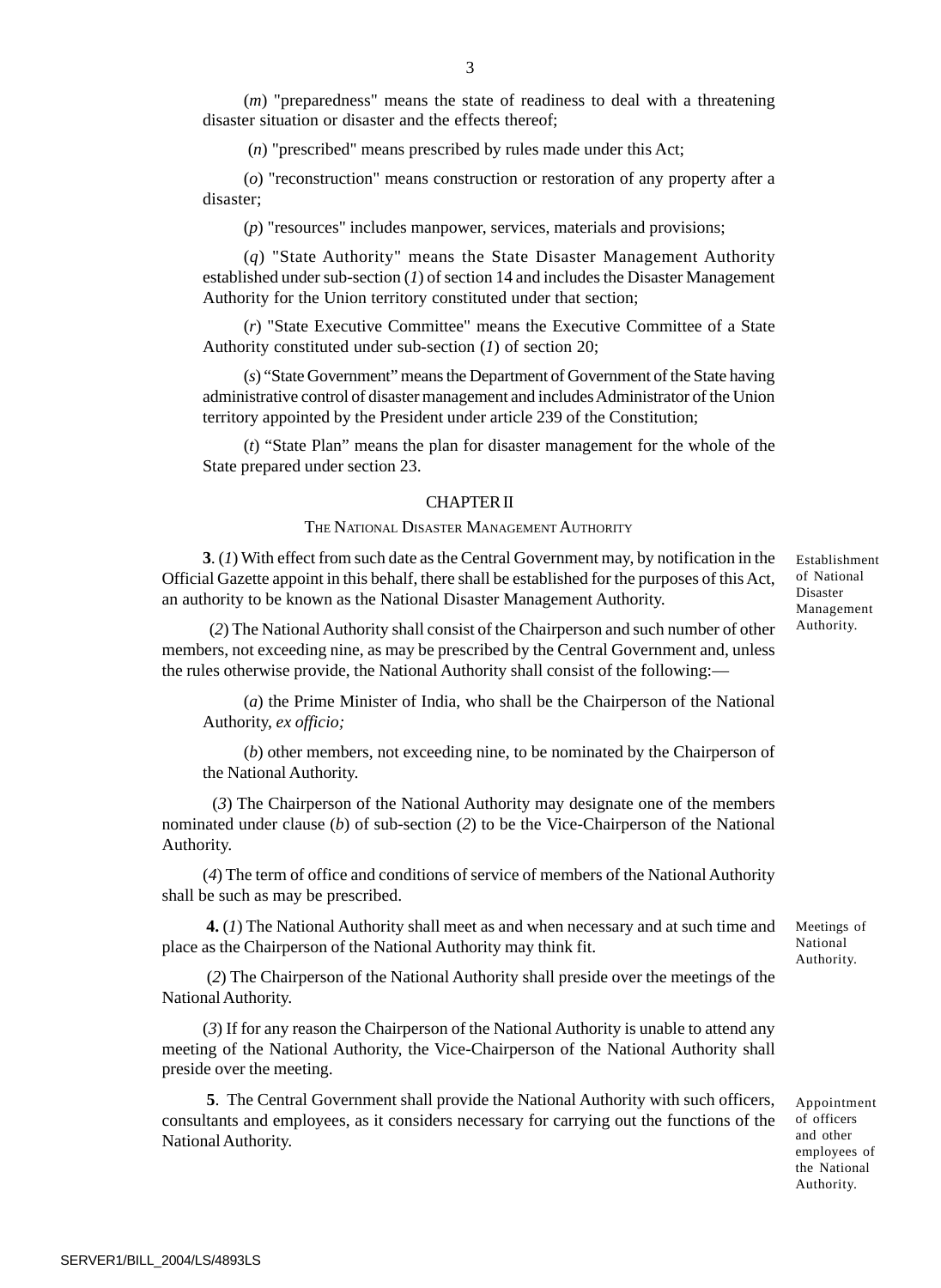(*m*) "preparedness" means the state of readiness to deal with a threatening disaster situation or disaster and the effects thereof;

(*n*) "prescribed" means prescribed by rules made under this Act;

(*o*) "reconstruction" means construction or restoration of any property after a disaster;

(*p*) "resources" includes manpower, services, materials and provisions;

(*q*) "State Authority" means the State Disaster Management Authority established under sub-section (*1*) of section 14 and includes the Disaster Management Authority for the Union territory constituted under that section;

(*r*) "State Executive Committee" means the Executive Committee of a State Authority constituted under sub-section (*1*) of section 20;

(*s*) "State Government" means the Department of Government of the State having administrative control of disaster management and includes Administrator of the Union territory appointed by the President under article 239 of the Constitution;

(*t*) "State Plan" means the plan for disaster management for the whole of the State prepared under section 23.

## CHAPTER II

### THE NATIONAL DISASTER MANAGEMENT AUTHORITY

*Establishment of National Disaster Management Authority.*

**3**. (*1*) With effect from such date as the Central Government may, by notification in the Official Gazette appoint in this behalf, there shall be established for the purposes of this Act, an authority to be known as the National Disaster Management Authority.

(*2*) The National Authority shall consist of the Chairperson and such number of other members, not exceeding nine, as may be prescribed by the Central Government and, unless the rules otherwise provide, the National Authority shall consist of the following:—

(*a*) the Prime Minister of India, who shall be the Chairperson of the National Authority, *ex officio;*

(*b*) other members, not exceeding nine, to be nominated by the Chairperson of the National Authority.

(*3*) The Chairperson of the National Authority may designate one of the members nominated under clause (*b*) of sub-section (*2*) to be the Vice-Chairperson of the National Authority.

(*4*) The term of office and conditions of service of members of the National Authority shall be such as may be prescribed.

*Meetings of National Authority.*

**4.** (*1*) The National Authority shall meet as and when necessary and at such time and place as the Chairperson of the National Authority may think fit.

(*2*) The Chairperson of the National Authority shall preside over the meetings of the National Authority.

(*3*) If for any reason the Chairperson of the National Authority is unable to attend any meeting of the National Authority, the Vice-Chairperson of the National Authority shall preside over the meeting.

*Appointment of officers and other employees of the National Authority.*

**5**. The Central Government shall provide the National Authority with such officers, consultants and employees, as it considers necessary for carrying out the functions of the National Authority.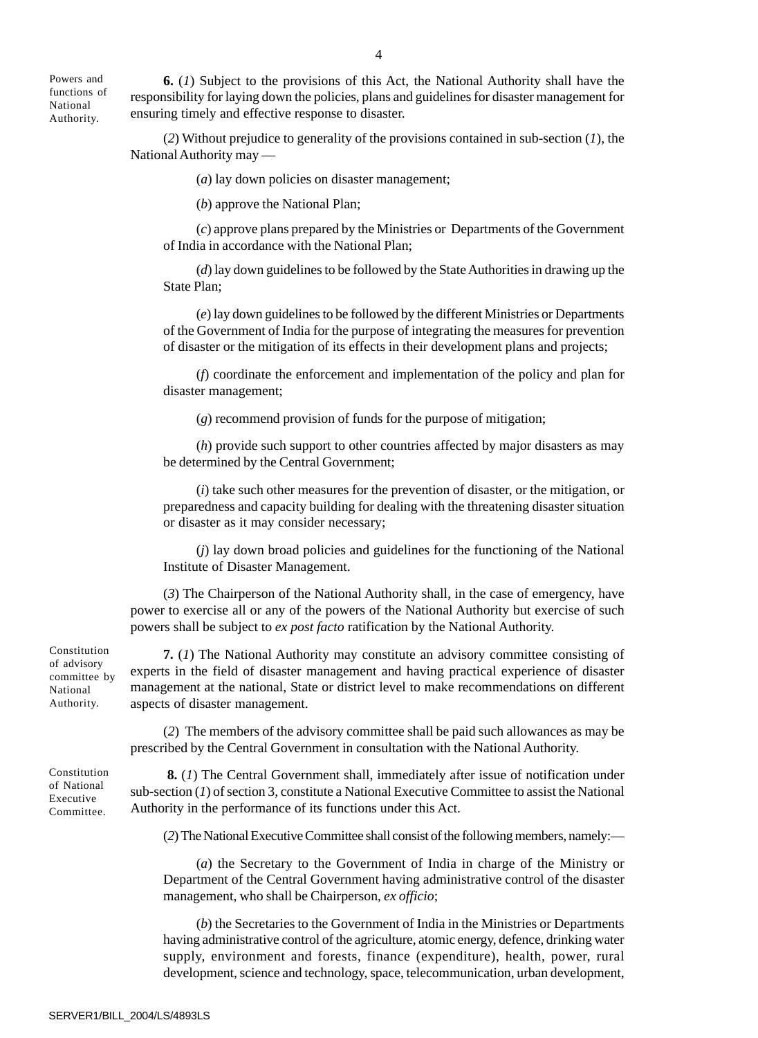Powers and functions of National Authority.

**6.** (*1*) Subject to the provisions of this Act, the National Authority shall have the responsibility for laying down the policies, plans and guidelines for disaster management for ensuring timely and effective response to disaster.

(*2*) Without prejudice to generality of the provisions contained in sub-section (*1*), the National Authority may —

(*a*) lay down policies on disaster management;

(*b*) approve the National Plan;

(*c*) approve plans prepared by the Ministries or Departments of the Government of India in accordance with the National Plan;

(*d*) lay down guidelines to be followed by the State Authorities in drawing up the State Plan;

(*e*) lay down guidelines to be followed by the different Ministries or Departments of the Government of India for the purpose of integrating the measures for prevention of disaster or the mitigation of its effects in their development plans and projects;

(*f*) coordinate the enforcement and implementation of the policy and plan for disaster management;

(*g*) recommend provision of funds for the purpose of mitigation;

(*h*) provide such support to other countries affected by major disasters as may be determined by the Central Government;

(*i*) take such other measures for the prevention of disaster, or the mitigation, or preparedness and capacity building for dealing with the threatening disaster situation or disaster as it may consider necessary;

(*j*) lay down broad policies and guidelines for the functioning of the National Institute of Disaster Management.

(*3*) The Chairperson of the National Authority shall, in the case of emergency, have power to exercise all or any of the powers of the National Authority but exercise of such powers shall be subject to *ex post facto* ratification by the National Authority.

Constitution of advisory committee by National Authority.

**7.** (*1*) The National Authority may constitute an advisory committee consisting of experts in the field of disaster management and having practical experience of disaster management at the national, State or district level to make recommendations on different aspects of disaster management.

(*2*) The members of the advisory committee shall be paid such allowances as may be prescribed by the Central Government in consultation with the National Authority.

Constitution of National Executive Committee.

**8.** (*1*) The Central Government shall, immediately after issue of notification under sub-section (*1*) of section 3, constitute a National Executive Committee to assist the National Authority in the performance of its functions under this Act.

(*2*) The National Executive Committee shall consist of the following members, namely:—

(*a*) the Secretary to the Government of India in charge of the Ministry or Department of the Central Government having administrative control of the disaster management, who shall be Chairperson, *ex officio*;

(*b*) the Secretaries to the Government of India in the Ministries or Departments having administrative control of the agriculture, atomic energy, defence, drinking water supply, environment and forests, finance (expenditure), health, power, rural development, science and technology, space, telecommunication, urban development,

SERVER1/BILL_2004/LS/4893LS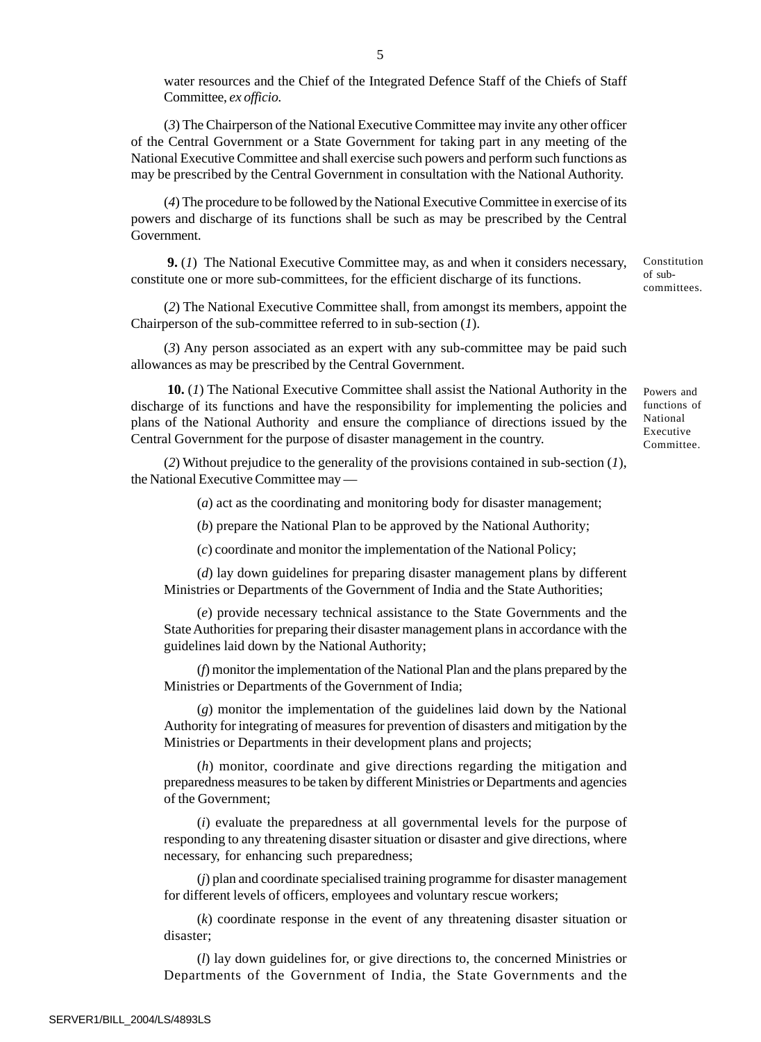water resources and the Chief of the Integrated Defence Staff of the Chiefs of Staff Committee, *ex officio.*

(*3*) The Chairperson of the National Executive Committee may invite any other officer of the Central Government or a State Government for taking part in any meeting of the National Executive Committee and shall exercise such powers and perform such functions as may be prescribed by the Central Government in consultation with the National Authority.

(*4*) The procedure to be followed by the National Executive Committee in exercise of its powers and discharge of its functions shall be such as may be prescribed by the Central Government.

Constitution of sub-committees.

**9.** (*1*) The National Executive Committee may, as and when it considers necessary, constitute one or more sub-committees, for the efficient discharge of its functions.

(*2*) The National Executive Committee shall, from amongst its members, appoint the Chairperson of the sub-committee referred to in sub-section (*1*).

(*3*) Any person associated as an expert with any sub-committee may be paid such allowances as may be prescribed by the Central Government.

Powers and functions of National Executive Committee.

**10.** (*1*) The National Executive Committee shall assist the National Authority in the discharge of its functions and have the responsibility for implementing the policies and plans of the National Authority and ensure the compliance of directions issued by the Central Government for the purpose of disaster management in the country.

(*2*) Without prejudice to the generality of the provisions contained in sub-section (*1*), the National Executive Committee may —

(*a*) act as the coordinating and monitoring body for disaster management;

(*b*) prepare the National Plan to be approved by the National Authority;

(*c*) coordinate and monitor the implementation of the National Policy;

(*d*) lay down guidelines for preparing disaster management plans by different Ministries or Departments of the Government of India and the State Authorities;

(*e*) provide necessary technical assistance to the State Governments and the State Authorities for preparing their disaster management plans in accordance with the guidelines laid down by the National Authority;

(*f*) monitor the implementation of the National Plan and the plans prepared by the Ministries or Departments of the Government of India;

(*g*) monitor the implementation of the guidelines laid down by the National Authority for integrating of measures for prevention of disasters and mitigation by the Ministries or Departments in their development plans and projects;

(*h*) monitor, coordinate and give directions regarding the mitigation and preparedness measures to be taken by different Ministries or Departments and agencies of the Government;

(*i*) evaluate the preparedness at all governmental levels for the purpose of responding to any threatening disaster situation or disaster and give directions, where necessary, for enhancing such preparedness;

(*j*) plan and coordinate specialised training programme for disaster management for different levels of officers, employees and voluntary rescue workers;

(*k*) coordinate response in the event of any threatening disaster situation or disaster;

(*l*) lay down guidelines for, or give directions to, the concerned Ministries or Departments of the Government of India, the State Governments and the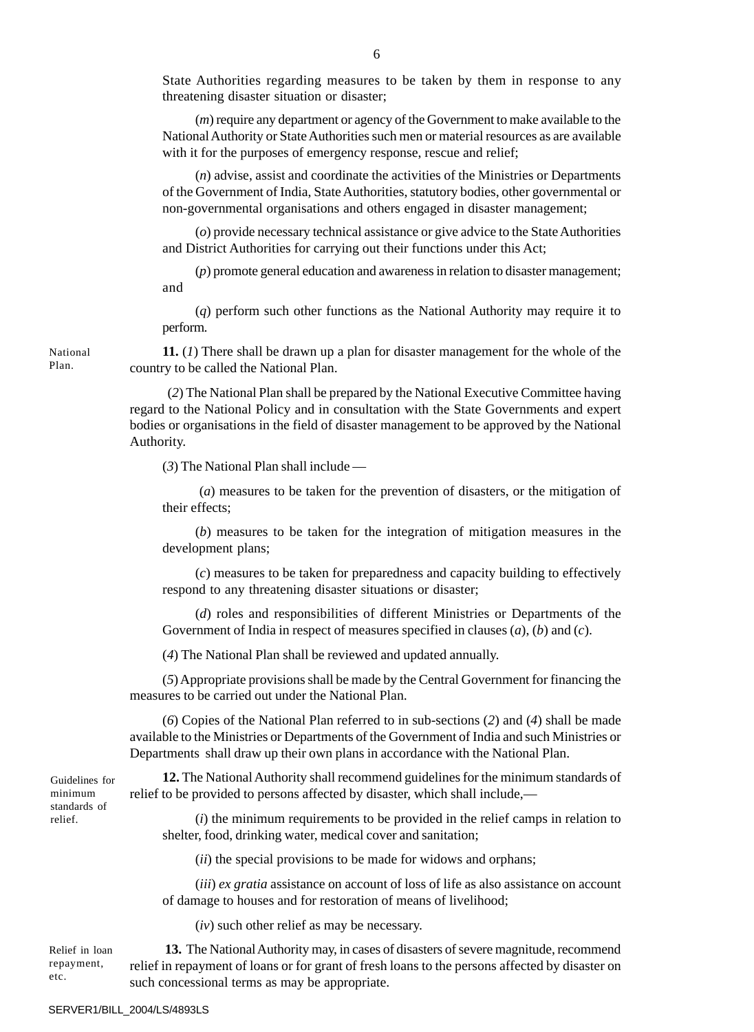State Authorities regarding measures to be taken by them in response to any threatening disaster situation or disaster;

(*m*) require any department or agency of the Government to make available to the National Authority or State Authorities such men or material resources as are available with it for the purposes of emergency response, rescue and relief;

(*n*) advise, assist and coordinate the activities of the Ministries or Departments of the Government of India, State Authorities, statutory bodies, other governmental or non-governmental organisations and others engaged in disaster management;

(*o*) provide necessary technical assistance or give advice to the State Authorities and District Authorities for carrying out their functions under this Act;

(*p*) promote general education and awareness in relation to disaster management; and

(*q*) perform such other functions as the National Authority may require it to perform.

National Plan.

**11.** (*1*) There shall be drawn up a plan for disaster management for the whole of the country to be called the National Plan.

(*2*) The National Plan shall be prepared by the National Executive Committee having regard to the National Policy and in consultation with the State Governments and expert bodies or organisations in the field of disaster management to be approved by the National Authority.

(*3*) The National Plan shall include —

(*a*) measures to be taken for the prevention of disasters, or the mitigation of their effects;

(*b*) measures to be taken for the integration of mitigation measures in the development plans;

(*c*) measures to be taken for preparedness and capacity building to effectively respond to any threatening disaster situations or disaster;

(*d*) roles and responsibilities of different Ministries or Departments of the Government of India in respect of measures specified in clauses (*a*), (*b*) and (*c*).

(*4*) The National Plan shall be reviewed and updated annually.

(*5*) Appropriate provisions shall be made by the Central Government for financing the measures to be carried out under the National Plan.

(*6*) Copies of the National Plan referred to in sub-sections (*2*) and (*4*) shall be made available to the Ministries or Departments of the Government of India and such Ministries or Departments shall draw up their own plans in accordance with the National Plan.

Guidelines for minimum standards of relief.

**12.** The National Authority shall recommend guidelines for the minimum standards of relief to be provided to persons affected by disaster, which shall include,—

(*i*) the minimum requirements to be provided in the relief camps in relation to shelter, food, drinking water, medical cover and sanitation;

(*ii*) the special provisions to be made for widows and orphans;

(*iii*) *ex gratia* assistance on account of loss of life as also assistance on account of damage to houses and for restoration of means of livelihood;

(*iv*) such other relief as may be necessary.

Relief in loan repayment, etc.

**13.** The National Authority may, in cases of disasters of severe magnitude, recommend relief in repayment of loans or for grant of fresh loans to the persons affected by disaster on such concessional terms as may be appropriate.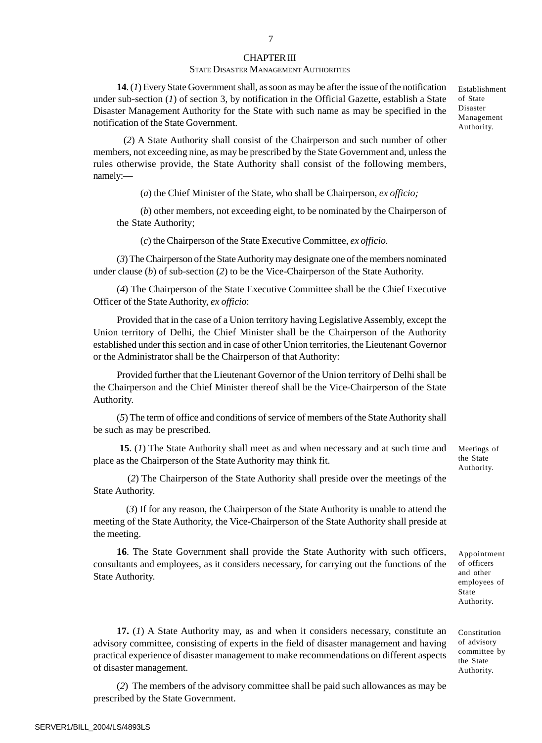## CHAPTER III

### STATE DISASTER MANAGEMENT AUTHORITIES

Establishment of State Disaster Management Authority.

**14**. (*1*) Every State Government shall, as soon as may be after the issue of the notification under sub-section (*1*) of section 3, by notification in the Official Gazette, establish a State Disaster Management Authority for the State with such name as may be specified in the notification of the State Government.

(*2*) A State Authority shall consist of the Chairperson and such number of other members, not exceeding nine, as may be prescribed by the State Government and, unless the rules otherwise provide, the State Authority shall consist of the following members, namely:—

(*a*) the Chief Minister of the State, who shall be Chairperson, *ex officio;*

(*b*) other members, not exceeding eight, to be nominated by the Chairperson of the State Authority;

(*c*) the Chairperson of the State Executive Committee, *ex officio.*

(*3*) The Chairperson of the State Authority may designate one of the members nominated under clause (*b*) of sub-section (*2*) to be the Vice-Chairperson of the State Authority.

(*4*) The Chairperson of the State Executive Committee shall be the Chief Executive Officer of the State Authority, *ex officio*:

Provided that in the case of a Union territory having Legislative Assembly, except the Union territory of Delhi, the Chief Minister shall be the Chairperson of the Authority established under this section and in case of other Union territories, the Lieutenant Governor or the Administrator shall be the Chairperson of that Authority:

Provided further that the Lieutenant Governor of the Union territory of Delhi shall be the Chairperson and the Chief Minister thereof shall be the Vice-Chairperson of the State Authority.

(*5*) The term of office and conditions of service of members of the State Authority shall be such as may be prescribed.

Meetings of the State Authority.

**15**. (*1*) The State Authority shall meet as and when necessary and at such time and place as the Chairperson of the State Authority may think fit.

(*2*) The Chairperson of the State Authority shall preside over the meetings of the State Authority.

(*3*) If for any reason, the Chairperson of the State Authority is unable to attend the meeting of the State Authority, the Vice-Chairperson of the State Authority shall preside at the meeting.

Appointment of officers and other employees of State Authority.

**16**. The State Government shall provide the State Authority with such officers, consultants and employees, as it considers necessary, for carrying out the functions of the State Authority.

Constitution of advisory committee by the State Authority.

**17.** (*1*) A State Authority may, as and when it considers necessary, constitute an advisory committee, consisting of experts in the field of disaster management and having practical experience of disaster management to make recommendations on different aspects of disaster management.

(*2*) The members of the advisory committee shall be paid such allowances as may be prescribed by the State Government.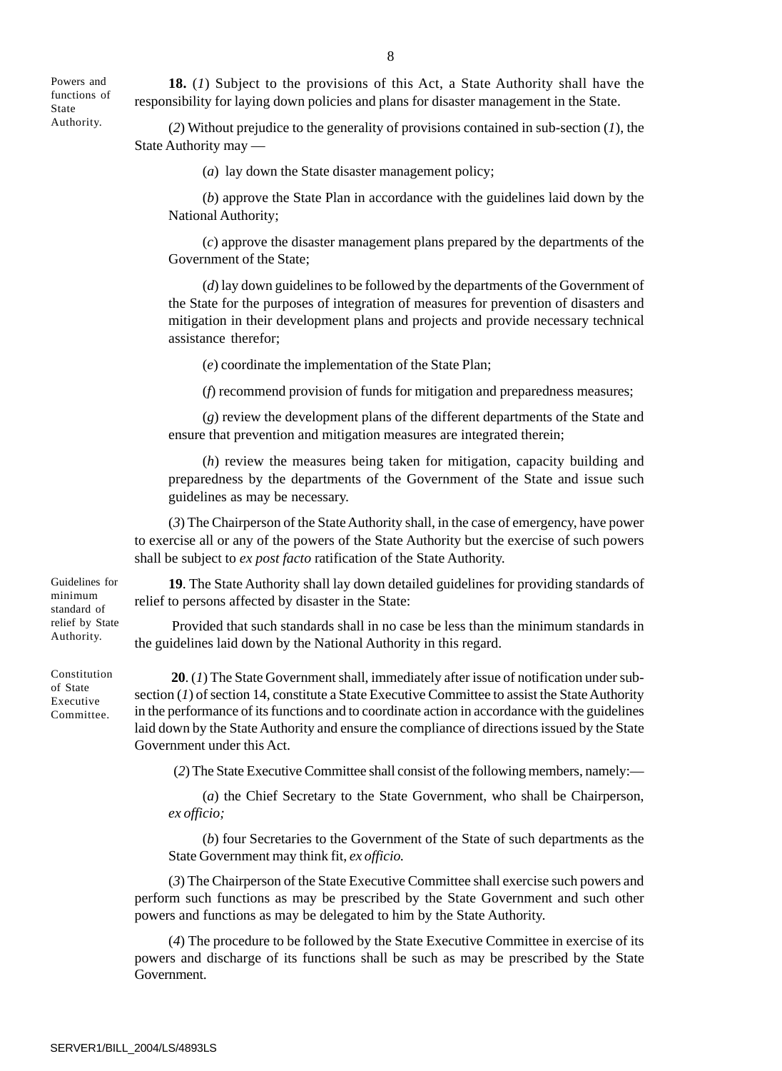Powers and functions of State Authority.

**18.** (*1*) Subject to the provisions of this Act, a State Authority shall have the responsibility for laying down policies and plans for disaster management in the State.

(*2*) Without prejudice to the generality of provisions contained in sub-section (*1*), the State Authority may —

(*a*) lay down the State disaster management policy;

(*b*) approve the State Plan in accordance with the guidelines laid down by the National Authority;

(*c*) approve the disaster management plans prepared by the departments of the Government of the State;

(*d*) lay down guidelines to be followed by the departments of the Government of the State for the purposes of integration of measures for prevention of disasters and mitigation in their development plans and projects and provide necessary technical assistance therefor;

(*e*) coordinate the implementation of the State Plan;

(*f*) recommend provision of funds for mitigation and preparedness measures;

(*g*) review the development plans of the different departments of the State and ensure that prevention and mitigation measures are integrated therein;

(*h*) review the measures being taken for mitigation, capacity building and preparedness by the departments of the Government of the State and issue such guidelines as may be necessary.

(*3*) The Chairperson of the State Authority shall, in the case of emergency, have power to exercise all or any of the powers of the State Authority but the exercise of such powers shall be subject to *ex post facto* ratification of the State Authority.

Guidelines for minimum standard of relief by State Authority.

**19**. The State Authority shall lay down detailed guidelines for providing standards of relief to persons affected by disaster in the State:

Provided that such standards shall in no case be less than the minimum standards in the guidelines laid down by the National Authority in this regard.

Constitution of State Executive Committee.

**20**. (*1*) The State Government shall, immediately after issue of notification under sub-section (*1*) of section 14, constitute a State Executive Committee to assist the State Authority in the performance of its functions and to coordinate action in accordance with the guidelines laid down by the State Authority and ensure the compliance of directions issued by the State Government under this Act.

(*2*) The State Executive Committee shall consist of the following members, namely:—

(*a*) the Chief Secretary to the State Government, who shall be Chairperson, *ex officio;*

(*b*) four Secretaries to the Government of the State of such departments as the State Government may think fit, *ex officio.*

(*3*) The Chairperson of the State Executive Committee shall exercise such powers and perform such functions as may be prescribed by the State Government and such other powers and functions as may be delegated to him by the State Authority.

(*4*) The procedure to be followed by the State Executive Committee in exercise of its powers and discharge of its functions shall be such as may be prescribed by the State Government.

SERVER1/BILL_2004/LS/4893LS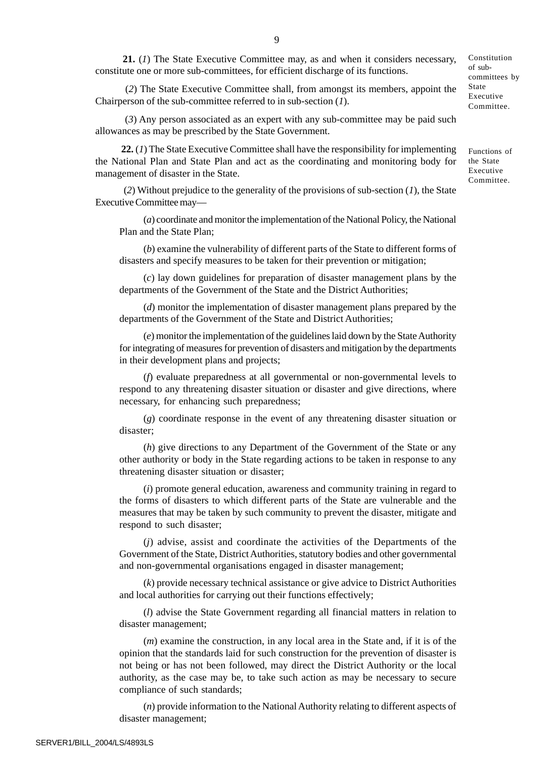**21.** (*1*) The State Executive Committee may, as and when it considers necessary, constitute one or more sub-committees, for efficient discharge of its functions.

Constitution of sub-committees by State Executive Committee.

(*2*) The State Executive Committee shall, from amongst its members, appoint the Chairperson of the sub-committee referred to in sub-section (*1*).

(*3*) Any person associated as an expert with any sub-committee may be paid such allowances as may be prescribed by the State Government.

**22.** (*1*) The State Executive Committee shall have the responsibility for implementing the National Plan and State Plan and act as the coordinating and monitoring body for management of disaster in the State.

Functions of the State Executive Committee.

(*2*) Without prejudice to the generality of the provisions of sub-section (*1*), the State Executive Committee may—

(*a*) coordinate and monitor the implementation of the National Policy, the National Plan and the State Plan;

(*b*) examine the vulnerability of different parts of the State to different forms of disasters and specify measures to be taken for their prevention or mitigation;

(*c*) lay down guidelines for preparation of disaster management plans by the departments of the Government of the State and the District Authorities;

(*d*) monitor the implementation of disaster management plans prepared by the departments of the Government of the State and District Authorities;

(*e*) monitor the implementation of the guidelines laid down by the State Authority for integrating of measures for prevention of disasters and mitigation by the departments in their development plans and projects;

(*f*) evaluate preparedness at all governmental or non-governmental levels to respond to any threatening disaster situation or disaster and give directions, where necessary, for enhancing such preparedness;

(*g*) coordinate response in the event of any threatening disaster situation or disaster;

(*h*) give directions to any Department of the Government of the State or any other authority or body in the State regarding actions to be taken in response to any threatening disaster situation or disaster;

(*i*) promote general education, awareness and community training in regard to the forms of disasters to which different parts of the State are vulnerable and the measures that may be taken by such community to prevent the disaster, mitigate and respond to such disaster;

(*j*) advise, assist and coordinate the activities of the Departments of the Government of the State, District Authorities, statutory bodies and other governmental and non-governmental organisations engaged in disaster management;

(*k*) provide necessary technical assistance or give advice to District Authorities and local authorities for carrying out their functions effectively;

(*l*) advise the State Government regarding all financial matters in relation to disaster management;

(*m*) examine the construction, in any local area in the State and, if it is of the opinion that the standards laid for such construction for the prevention of disaster is not being or has not been followed, may direct the District Authority or the local authority, as the case may be, to take such action as may be necessary to secure compliance of such standards;

(*n*) provide information to the National Authority relating to different aspects of disaster management;

SERVER1/BILL_2004/LS/4893LS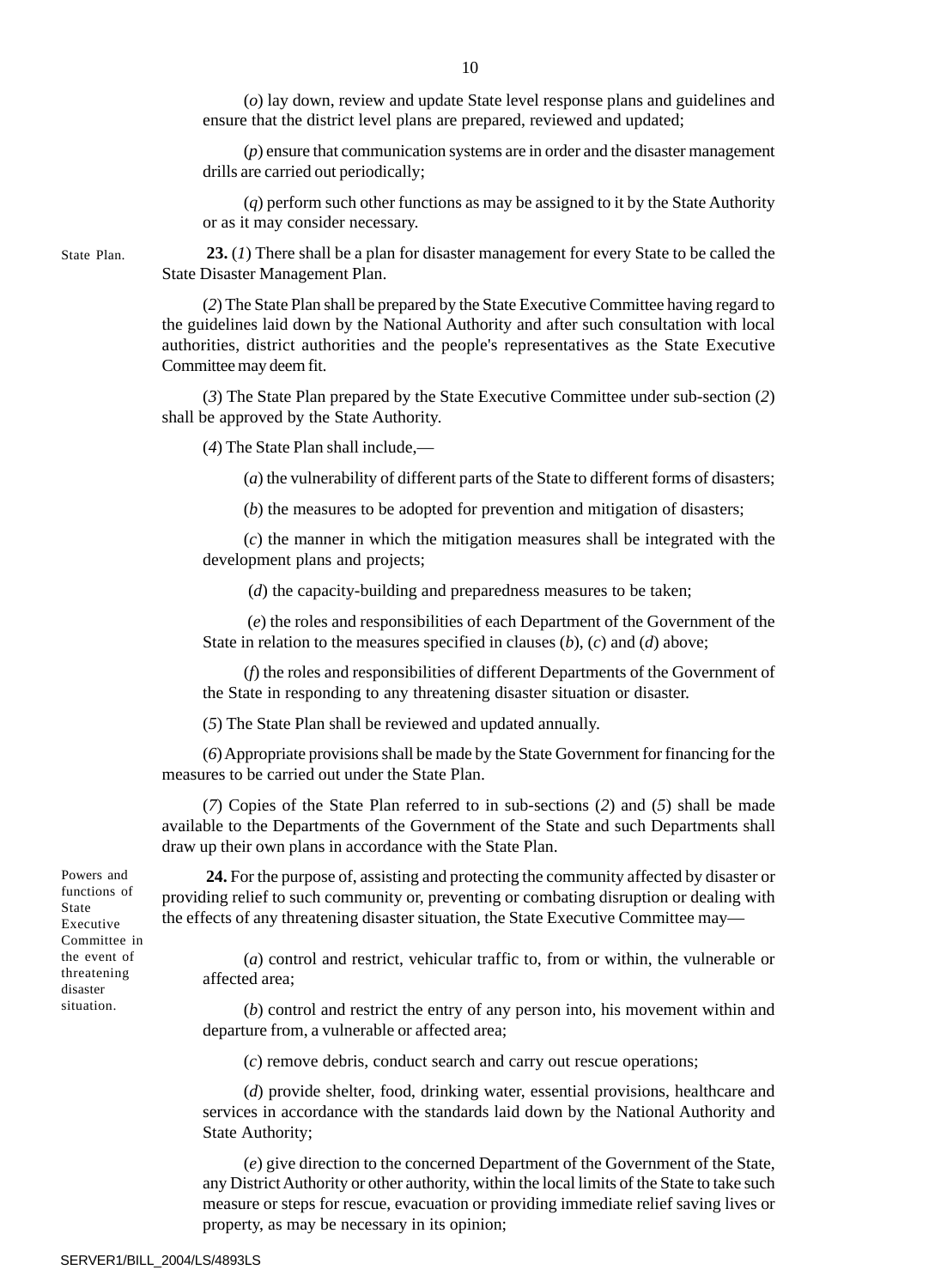(*o*) lay down, review and update State level response plans and guidelines and ensure that the district level plans are prepared, reviewed and updated;

(*p*) ensure that communication systems are in order and the disaster management drills are carried out periodically;

(*q*) perform such other functions as may be assigned to it by the State Authority or as it may consider necessary.

State Plan.

**23.** (*1*) There shall be a plan for disaster management for every State to be called the State Disaster Management Plan.

(*2*) The State Plan shall be prepared by the State Executive Committee having regard to the guidelines laid down by the National Authority and after such consultation with local authorities, district authorities and the people's representatives as the State Executive Committee may deem fit.

(*3*) The State Plan prepared by the State Executive Committee under sub-section (*2*) shall be approved by the State Authority.

(*4*) The State Plan shall include,—

(*a*) the vulnerability of different parts of the State to different forms of disasters;

(*b*) the measures to be adopted for prevention and mitigation of disasters;

(*c*) the manner in which the mitigation measures shall be integrated with the development plans and projects;

(*d*) the capacity-building and preparedness measures to be taken;

(*e*) the roles and responsibilities of each Department of the Government of the State in relation to the measures specified in clauses (*b*), (*c*) and (*d*) above;

(*f*) the roles and responsibilities of different Departments of the Government of the State in responding to any threatening disaster situation or disaster.

(*5*) The State Plan shall be reviewed and updated annually.

(*6*) Appropriate provisions shall be made by the State Government for financing for the measures to be carried out under the State Plan.

(*7*) Copies of the State Plan referred to in sub-sections (*2*) and (*5*) shall be made available to the Departments of the Government of the State and such Departments shall draw up their own plans in accordance with the State Plan.

Powers and functions of State Executive Committee in the event of threatening disaster situation.

**24.** For the purpose of, assisting and protecting the community affected by disaster or providing relief to such community or, preventing or combating disruption or dealing with the effects of any threatening disaster situation, the State Executive Committee may—

(*a*) control and restrict, vehicular traffic to, from or within, the vulnerable or affected area;

(*b*) control and restrict the entry of any person into, his movement within and departure from, a vulnerable or affected area;

(*c*) remove debris, conduct search and carry out rescue operations;

(*d*) provide shelter, food, drinking water, essential provisions, healthcare and services in accordance with the standards laid down by the National Authority and State Authority;

(*e*) give direction to the concerned Department of the Government of the State, any District Authority or other authority, within the local limits of the State to take such measure or steps for rescue, evacuation or providing immediate relief saving lives or property, as may be necessary in its opinion;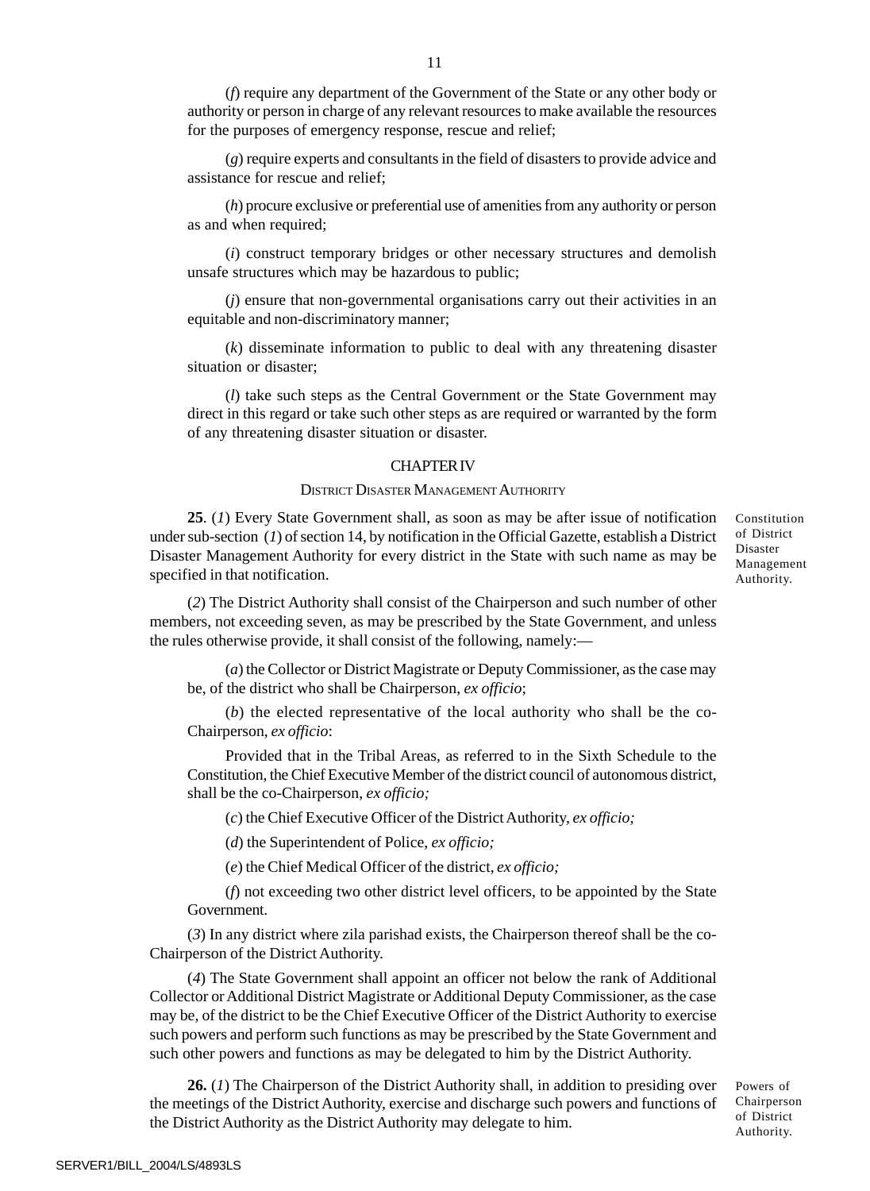(*f*) require any department of the Government of the State or any other body or authority or person in charge of any relevant resources to make available the resources for the purposes of emergency response, rescue and relief;

(*g*) require experts and consultants in the field of disasters to provide advice and assistance for rescue and relief;

(*h*) procure exclusive or preferential use of amenities from any authority or person as and when required;

(*i*) construct temporary bridges or other necessary structures and demolish unsafe structures which may be hazardous to public;

(*j*) ensure that non-governmental organisations carry out their activities in an equitable and non-discriminatory manner;

(*k*) disseminate information to public to deal with any threatening disaster situation or disaster;

(*l*) take such steps as the Central Government or the State Government may direct in this regard or take such other steps as are required or warranted by the form of any threatening disaster situation or disaster.

## CHAPTER IV

### DISTRICT DISASTER MANAGEMENT AUTHORITY

Constitution of District Disaster Management Authority.

**25**. (*1*) Every State Government shall, as soon as may be after issue of notification under sub-section (*1*) of section 14, by notification in the Official Gazette, establish a District Disaster Management Authority for every district in the State with such name as may be specified in that notification.

(*2*) The District Authority shall consist of the Chairperson and such number of other members, not exceeding seven, as may be prescribed by the State Government, and unless the rules otherwise provide, it shall consist of the following, namely:—

(*a*) the Collector or District Magistrate or Deputy Commissioner, as the case may be, of the district who shall be Chairperson, *ex officio*;

(*b*) the elected representative of the local authority who shall be the co-Chairperson, *ex officio*:

Provided that in the Tribal Areas, as referred to in the Sixth Schedule to the Constitution, the Chief Executive Member of the district council of autonomous district, shall be the co-Chairperson, *ex officio;*

(*c*) the Chief Executive Officer of the District Authority, *ex officio;*

(*d*) the Superintendent of Police, *ex officio;*

(*e*) the Chief Medical Officer of the district, *ex officio;*

(*f*) not exceeding two other district level officers, to be appointed by the State Government.

(*3*) In any district where zila parishad exists, the Chairperson thereof shall be the co-Chairperson of the District Authority.

(*4*) The State Government shall appoint an officer not below the rank of Additional Collector or Additional District Magistrate or Additional Deputy Commissioner, as the case may be, of the district to be the Chief Executive Officer of the District Authority to exercise such powers and perform such functions as may be prescribed by the State Government and such other powers and functions as may be delegated to him by the District Authority.

Powers of Chairperson of District Authority.

**26.** (*1*) The Chairperson of the District Authority shall, in addition to presiding over the meetings of the District Authority, exercise and discharge such powers and functions of the District Authority as the District Authority may delegate to him.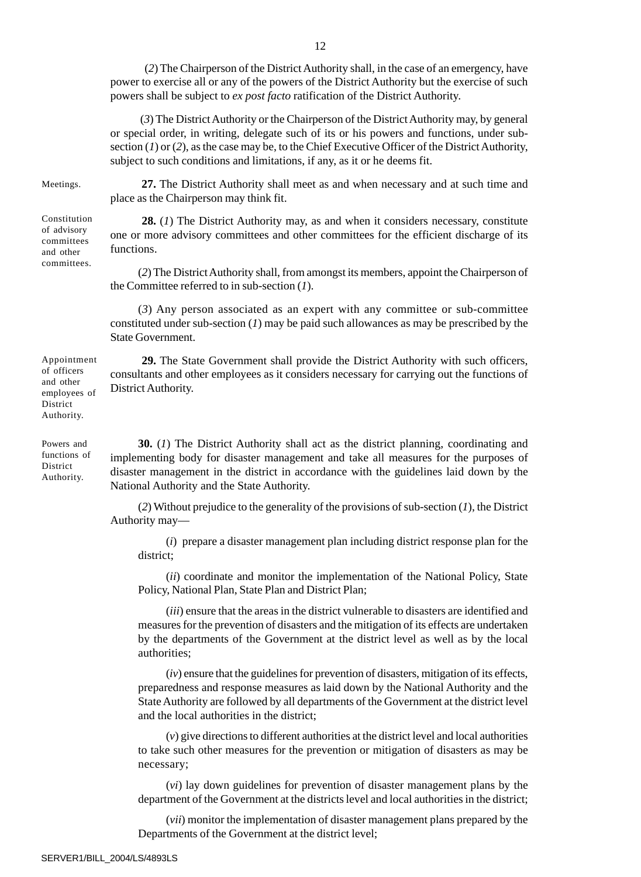(*2*) The Chairperson of the District Authority shall, in the case of an emergency, have power to exercise all or any of the powers of the District Authority but the exercise of such powers shall be subject to *ex post facto* ratification of the District Authority.

(*3*) The District Authority or the Chairperson of the District Authority may, by general or special order, in writing, delegate such of its or his powers and functions, under sub-section (*1*) or (*2*), as the case may be, to the Chief Executive Officer of the District Authority, subject to such conditions and limitations, if any, as it or he deems fit.

Meetings.

**27.** The District Authority shall meet as and when necessary and at such time and place as the Chairperson may think fit.

Constitution of advisory committees and other committees.

**28.** (*1*) The District Authority may, as and when it considers necessary, constitute one or more advisory committees and other committees for the efficient discharge of its functions.

(*2*) The District Authority shall, from amongst its members, appoint the Chairperson of the Committee referred to in sub-section (*1*).

(*3*) Any person associated as an expert with any committee or sub-committee constituted under sub-section (*1*) may be paid such allowances as may be prescribed by the State Government.

Appointment of officers and other employees of District Authority.

**29.** The State Government shall provide the District Authority with such officers, consultants and other employees as it considers necessary for carrying out the functions of District Authority.

Powers and functions of District Authority.

**30.** (*1*) The District Authority shall act as the district planning, coordinating and implementing body for disaster management and take all measures for the purposes of disaster management in the district in accordance with the guidelines laid down by the National Authority and the State Authority.

(*2*) Without prejudice to the generality of the provisions of sub-section (*1*), the District Authority may—

(*i*) prepare a disaster management plan including district response plan for the district;

(*ii*) coordinate and monitor the implementation of the National Policy, State Policy, National Plan, State Plan and District Plan;

(*iii*) ensure that the areas in the district vulnerable to disasters are identified and measures for the prevention of disasters and the mitigation of its effects are undertaken by the departments of the Government at the district level as well as by the local authorities;

(*iv*) ensure that the guidelines for prevention of disasters, mitigation of its effects, preparedness and response measures as laid down by the National Authority and the State Authority are followed by all departments of the Government at the district level and the local authorities in the district;

(*v*) give directions to different authorities at the district level and local authorities to take such other measures for the prevention or mitigation of disasters as may be necessary;

(*vi*) lay down guidelines for prevention of disaster management plans by the department of the Government at the districts level and local authorities in the district;

(*vii*) monitor the implementation of disaster management plans prepared by the Departments of the Government at the district level;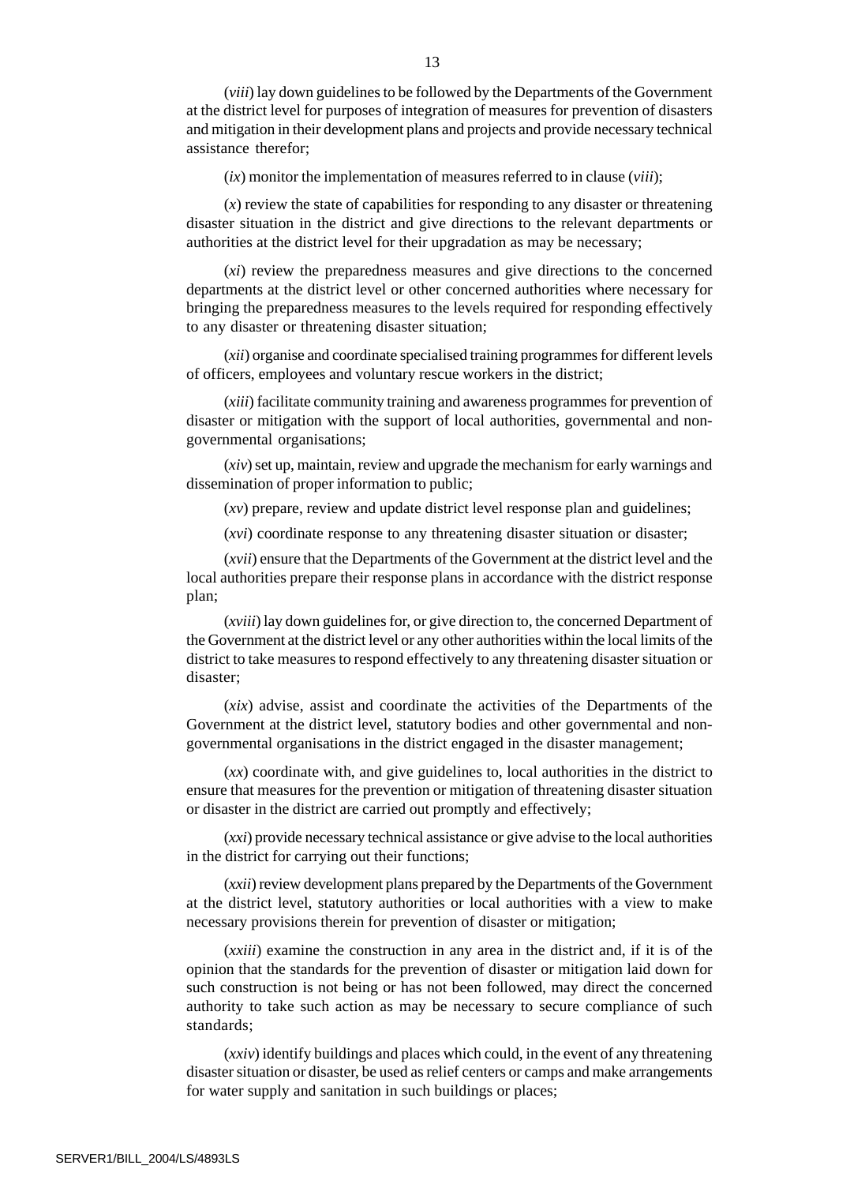(*viii*) lay down guidelines to be followed by the Departments of the Government at the district level for purposes of integration of measures for prevention of disasters and mitigation in their development plans and projects and provide necessary technical assistance therefor;

(*ix*) monitor the implementation of measures referred to in clause (*viii*);

(*x*) review the state of capabilities for responding to any disaster or threatening disaster situation in the district and give directions to the relevant departments or authorities at the district level for their upgradation as may be necessary;

(*xi*) review the preparedness measures and give directions to the concerned departments at the district level or other concerned authorities where necessary for bringing the preparedness measures to the levels required for responding effectively to any disaster or threatening disaster situation;

(*xii*) organise and coordinate specialised training programmes for different levels of officers, employees and voluntary rescue workers in the district;

(*xiii*) facilitate community training and awareness programmes for prevention of disaster or mitigation with the support of local authorities, governmental and non-governmental organisations;

(*xiv*) set up, maintain, review and upgrade the mechanism for early warnings and dissemination of proper information to public;

(*xv*) prepare, review and update district level response plan and guidelines;

(*xvi*) coordinate response to any threatening disaster situation or disaster;

(*xvii*) ensure that the Departments of the Government at the district level and the local authorities prepare their response plans in accordance with the district response plan;

(*xviii*) lay down guidelines for, or give direction to, the concerned Department of the Government at the district level or any other authorities within the local limits of the district to take measures to respond effectively to any threatening disaster situation or disaster;

(*xix*) advise, assist and coordinate the activities of the Departments of the Government at the district level, statutory bodies and other governmental and non-governmental organisations in the district engaged in the disaster management;

(*xx*) coordinate with, and give guidelines to, local authorities in the district to ensure that measures for the prevention or mitigation of threatening disaster situation or disaster in the district are carried out promptly and effectively;

(*xxi*) provide necessary technical assistance or give advise to the local authorities in the district for carrying out their functions;

(*xxii*) review development plans prepared by the Departments of the Government at the district level, statutory authorities or local authorities with a view to make necessary provisions therein for prevention of disaster or mitigation;

(*xxiii*) examine the construction in any area in the district and, if it is of the opinion that the standards for the prevention of disaster or mitigation laid down for such construction is not being or has not been followed, may direct the concerned authority to take such action as may be necessary to secure compliance of such standards;

(*xxiv*) identify buildings and places which could, in the event of any threatening disaster situation or disaster, be used as relief centers or camps and make arrangements for water supply and sanitation in such buildings or places;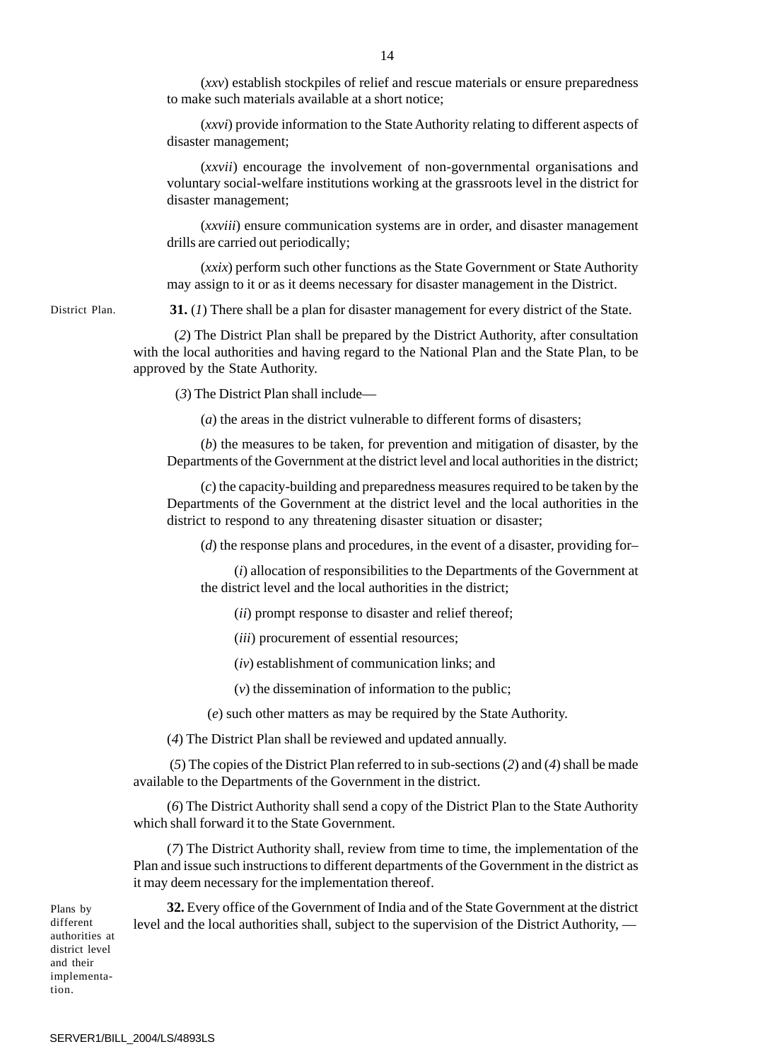(*xxv*) establish stockpiles of relief and rescue materials or ensure preparedness to make such materials available at a short notice;

(*xxvi*) provide information to the State Authority relating to different aspects of disaster management;

(*xxvii*) encourage the involvement of non-governmental organisations and voluntary social-welfare institutions working at the grassroots level in the district for disaster management;

(*xxviii*) ensure communication systems are in order, and disaster management drills are carried out periodically;

(*xxix*) perform such other functions as the State Government or State Authority may assign to it or as it deems necessary for disaster management in the District.

District Plan.

**31.** (*1*) There shall be a plan for disaster management for every district of the State.

(*2*) The District Plan shall be prepared by the District Authority, after consultation with the local authorities and having regard to the National Plan and the State Plan, to be approved by the State Authority.

(*3*) The District Plan shall include—

(*a*) the areas in the district vulnerable to different forms of disasters;

(*b*) the measures to be taken, for prevention and mitigation of disaster, by the Departments of the Government at the district level and local authorities in the district;

(*c*) the capacity-building and preparedness measures required to be taken by the Departments of the Government at the district level and the local authorities in the district to respond to any threatening disaster situation or disaster;

(*d*) the response plans and procedures, in the event of a disaster, providing for–

(*i*) allocation of responsibilities to the Departments of the Government at the district level and the local authorities in the district;

(*ii*) prompt response to disaster and relief thereof;

(*iii*) procurement of essential resources;

(*iv*) establishment of communication links; and

(*v*) the dissemination of information to the public;

(*e*) such other matters as may be required by the State Authority.

(*4*) The District Plan shall be reviewed and updated annually.

(*5*) The copies of the District Plan referred to in sub-sections (*2*) and (*4*) shall be made available to the Departments of the Government in the district.

(*6*) The District Authority shall send a copy of the District Plan to the State Authority which shall forward it to the State Government.

(*7*) The District Authority shall, review from time to time, the implementation of the Plan and issue such instructions to different departments of the Government in the district as it may deem necessary for the implementation thereof.

Plans by different authorities at district level and their implementation.

**32.** Every office of the Government of India and of the State Government at the district level and the local authorities shall, subject to the supervision of the District Authority, —

SERVER1/BILL_2004/LS/4893LS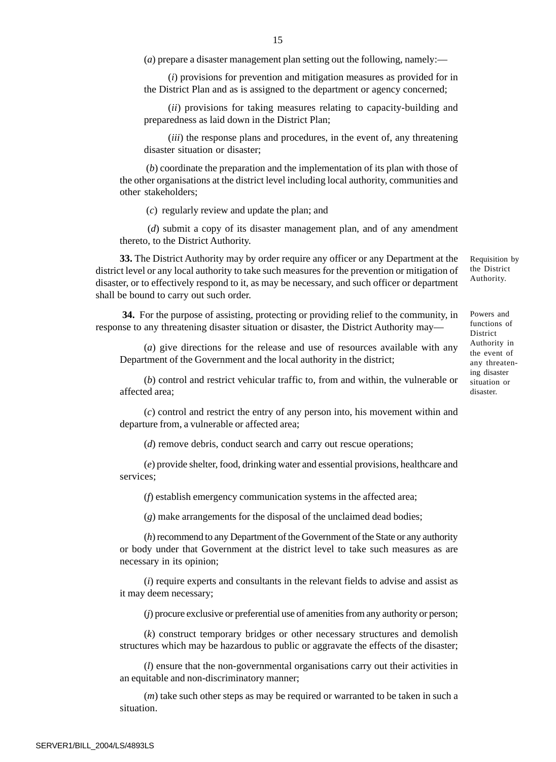(*a*) prepare a disaster management plan setting out the following, namely:—

(*i*) provisions for prevention and mitigation measures as provided for in the District Plan and as is assigned to the department or agency concerned;

(*ii*) provisions for taking measures relating to capacity-building and preparedness as laid down in the District Plan;

(*iii*) the response plans and procedures, in the event of, any threatening disaster situation or disaster;

(*b*) coordinate the preparation and the implementation of its plan with those of the other organisations at the district level including local authority, communities and other stakeholders;

(*c*) regularly review and update the plan; and

(*d*) submit a copy of its disaster management plan, and of any amendment thereto, to the District Authority.

Requisition by the District Authority.

**33.** The District Authority may by order require any officer or any Department at the district level or any local authority to take such measures for the prevention or mitigation of disaster, or to effectively respond to it, as may be necessary, and such officer or department shall be bound to carry out such order.

Powers and functions of District Authority in the event of any threatening disaster situation or disaster.

**34.** For the purpose of assisting, protecting or providing relief to the community, in response to any threatening disaster situation or disaster, the District Authority may—

(*a*) give directions for the release and use of resources available with any Department of the Government and the local authority in the district;

(*b*) control and restrict vehicular traffic to, from and within, the vulnerable or affected area;

(*c*) control and restrict the entry of any person into, his movement within and departure from, a vulnerable or affected area;

(*d*) remove debris, conduct search and carry out rescue operations;

(*e*) provide shelter, food, drinking water and essential provisions, healthcare and services;

(*f*) establish emergency communication systems in the affected area;

(*g*) make arrangements for the disposal of the unclaimed dead bodies;

(*h*) recommend to any Department of the Government of the State or any authority or body under that Government at the district level to take such measures as are necessary in its opinion;

(*i*) require experts and consultants in the relevant fields to advise and assist as it may deem necessary;

(*j*) procure exclusive or preferential use of amenities from any authority or person;

(*k*) construct temporary bridges or other necessary structures and demolish structures which may be hazardous to public or aggravate the effects of the disaster;

(*l*) ensure that the non-governmental organisations carry out their activities in an equitable and non-discriminatory manner;

(*m*) take such other steps as may be required or warranted to be taken in such a situation.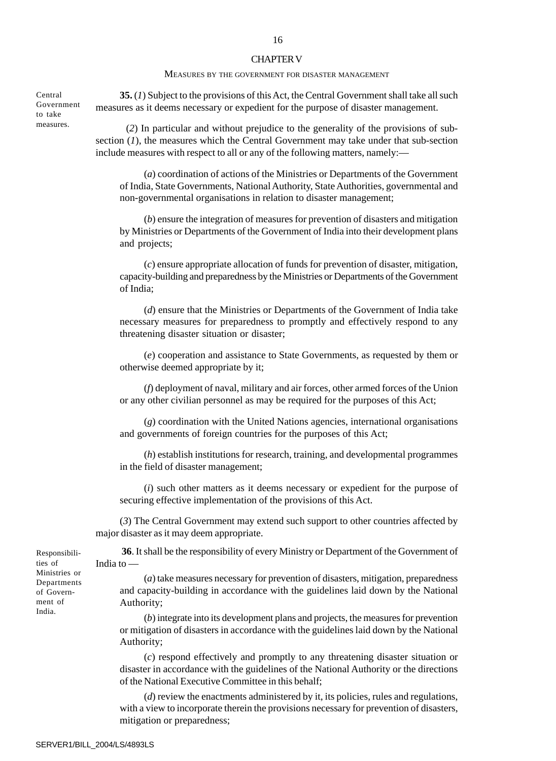## CHAPTER V

### MEASURES BY THE GOVERNMENT FOR DISASTER MANAGEMENT

Central Government to take measures.

**35.** (*1*) Subject to the provisions of this Act, the Central Government shall take all such measures as it deems necessary or expedient for the purpose of disaster management.

(*2*) In particular and without prejudice to the generality of the provisions of sub-section (*1*), the measures which the Central Government may take under that sub-section include measures with respect to all or any of the following matters, namely:—

(*a*) coordination of actions of the Ministries or Departments of the Government of India, State Governments, National Authority, State Authorities, governmental and non-governmental organisations in relation to disaster management;

(*b*) ensure the integration of measures for prevention of disasters and mitigation by Ministries or Departments of the Government of India into their development plans and projects;

(*c*) ensure appropriate allocation of funds for prevention of disaster, mitigation, capacity-building and preparedness by the Ministries or Departments of the Government of India;

(*d*) ensure that the Ministries or Departments of the Government of India take necessary measures for preparedness to promptly and effectively respond to any threatening disaster situation or disaster;

(*e*) cooperation and assistance to State Governments, as requested by them or otherwise deemed appropriate by it;

(*f*) deployment of naval, military and air forces, other armed forces of the Union or any other civilian personnel as may be required for the purposes of this Act;

(*g*) coordination with the United Nations agencies, international organisations and governments of foreign countries for the purposes of this Act;

(*h*) establish institutions for research, training, and developmental programmes in the field of disaster management;

(*i*) such other matters as it deems necessary or expedient for the purpose of securing effective implementation of the provisions of this Act.

(*3*) The Central Government may extend such support to other countries affected by major disaster as it may deem appropriate.

Responsibilities of Ministries or Departments of Government of India.

**36**. It shall be the responsibility of every Ministry or Department of the Government of India to —

(*a*) take measures necessary for prevention of disasters, mitigation, preparedness and capacity-building in accordance with the guidelines laid down by the National Authority;

(*b*) integrate into its development plans and projects, the measures for prevention or mitigation of disasters in accordance with the guidelines laid down by the National Authority;

(*c*) respond effectively and promptly to any threatening disaster situation or disaster in accordance with the guidelines of the National Authority or the directions of the National Executive Committee in this behalf;

(*d*) review the enactments administered by it, its policies, rules and regulations, with a view to incorporate therein the provisions necessary for prevention of disasters, mitigation or preparedness;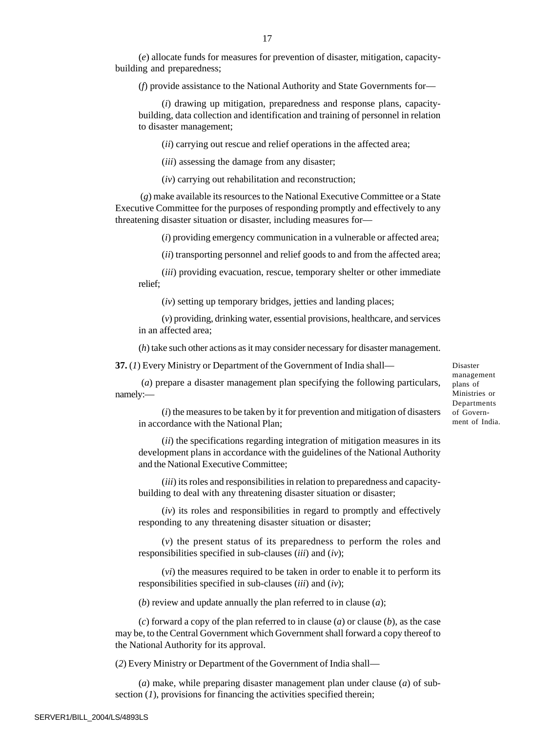(*e*) allocate funds for measures for prevention of disaster, mitigation, capacity-building and preparedness;

(*f*) provide assistance to the National Authority and State Governments for—

(*i*) drawing up mitigation, preparedness and response plans, capacity-building, data collection and identification and training of personnel in relation to disaster management;

(*ii*) carrying out rescue and relief operations in the affected area;

(*iii*) assessing the damage from any disaster;

(*iv*) carrying out rehabilitation and reconstruction;

(*g*) make available its resources to the National Executive Committee or a State Executive Committee for the purposes of responding promptly and effectively to any threatening disaster situation or disaster, including measures for—

(*i*) providing emergency communication in a vulnerable or affected area;

(*ii*) transporting personnel and relief goods to and from the affected area;

(*iii*) providing evacuation, rescue, temporary shelter or other immediate relief;

(*iv*) setting up temporary bridges, jetties and landing places;

(*v*) providing, drinking water, essential provisions, healthcare, and services in an affected area;

(*h*) take such other actions as it may consider necessary for disaster management.

Disaster management plans of Ministries or Departments of Government of India.

**37.** (*1*) Every Ministry or Department of the Government of India shall—

(*a*) prepare a disaster management plan specifying the following particulars, namely:—

(*i*) the measures to be taken by it for prevention and mitigation of disasters in accordance with the National Plan;

(*ii*) the specifications regarding integration of mitigation measures in its development plans in accordance with the guidelines of the National Authority and the National Executive Committee;

(*iii*) its roles and responsibilities in relation to preparedness and capacity-building to deal with any threatening disaster situation or disaster;

(*iv*) its roles and responsibilities in regard to promptly and effectively responding to any threatening disaster situation or disaster;

(*v*) the present status of its preparedness to perform the roles and responsibilities specified in sub-clauses (*iii*) and (*iv*);

(*vi*) the measures required to be taken in order to enable it to perform its responsibilities specified in sub-clauses (*iii*) and (*iv*);

(*b*) review and update annually the plan referred to in clause (*a*);

(*c*) forward a copy of the plan referred to in clause (*a*) or clause (*b*), as the case may be, to the Central Government which Government shall forward a copy thereof to the National Authority for its approval.

(*2*) Every Ministry or Department of the Government of India shall—

(*a*) make, while preparing disaster management plan under clause (*a*) of sub-section (*1*), provisions for financing the activities specified therein;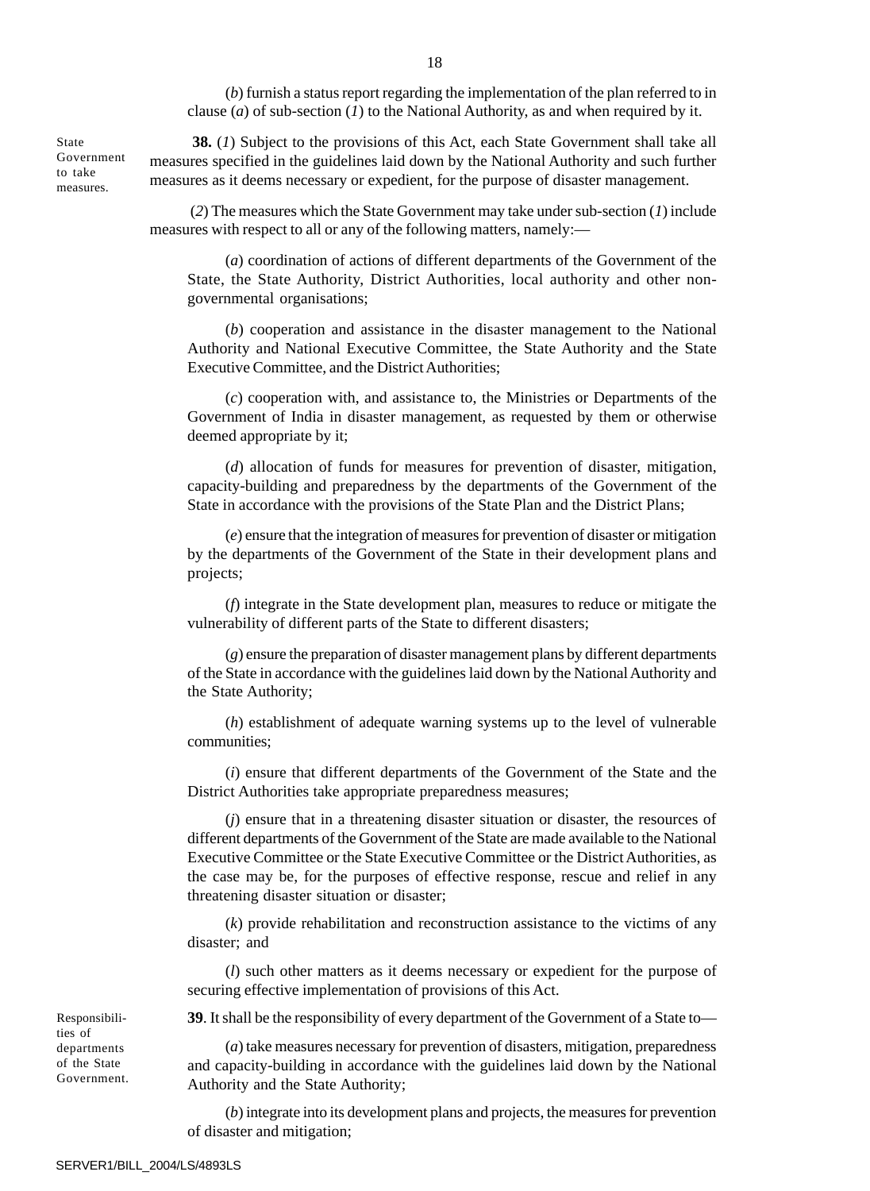(*b*) furnish a status report regarding the implementation of the plan referred to in clause (*a*) of sub-section (*1*) to the National Authority, as and when required by it.

State Government to take measures.

**38.** (*1*) Subject to the provisions of this Act, each State Government shall take all measures specified in the guidelines laid down by the National Authority and such further measures as it deems necessary or expedient, for the purpose of disaster management.

(*2*) The measures which the State Government may take under sub-section (*1*) include measures with respect to all or any of the following matters, namely:—

(*a*) coordination of actions of different departments of the Government of the State, the State Authority, District Authorities, local authority and other non-governmental organisations;

(*b*) cooperation and assistance in the disaster management to the National Authority and National Executive Committee, the State Authority and the State Executive Committee, and the District Authorities;

(*c*) cooperation with, and assistance to, the Ministries or Departments of the Government of India in disaster management, as requested by them or otherwise deemed appropriate by it;

(*d*) allocation of funds for measures for prevention of disaster, mitigation, capacity-building and preparedness by the departments of the Government of the State in accordance with the provisions of the State Plan and the District Plans;

(*e*) ensure that the integration of measures for prevention of disaster or mitigation by the departments of the Government of the State in their development plans and projects;

(*f*) integrate in the State development plan, measures to reduce or mitigate the vulnerability of different parts of the State to different disasters;

(*g*) ensure the preparation of disaster management plans by different departments of the State in accordance with the guidelines laid down by the National Authority and the State Authority;

(*h*) establishment of adequate warning systems up to the level of vulnerable communities;

(*i*) ensure that different departments of the Government of the State and the District Authorities take appropriate preparedness measures;

(*j*) ensure that in a threatening disaster situation or disaster, the resources of different departments of the Government of the State are made available to the National Executive Committee or the State Executive Committee or the District Authorities, as the case may be, for the purposes of effective response, rescue and relief in any threatening disaster situation or disaster;

(*k*) provide rehabilitation and reconstruction assistance to the victims of any disaster; and

(*l*) such other matters as it deems necessary or expedient for the purpose of securing effective implementation of provisions of this Act.

Responsibilities of departments of the State Government.

**39**. It shall be the responsibility of every department of the Government of a State to—

(*a*) take measures necessary for prevention of disasters, mitigation, preparedness and capacity-building in accordance with the guidelines laid down by the National Authority and the State Authority;

(*b*) integrate into its development plans and projects, the measures for prevention of disaster and mitigation;

SERVER1/BILL_2004/LS/4893LS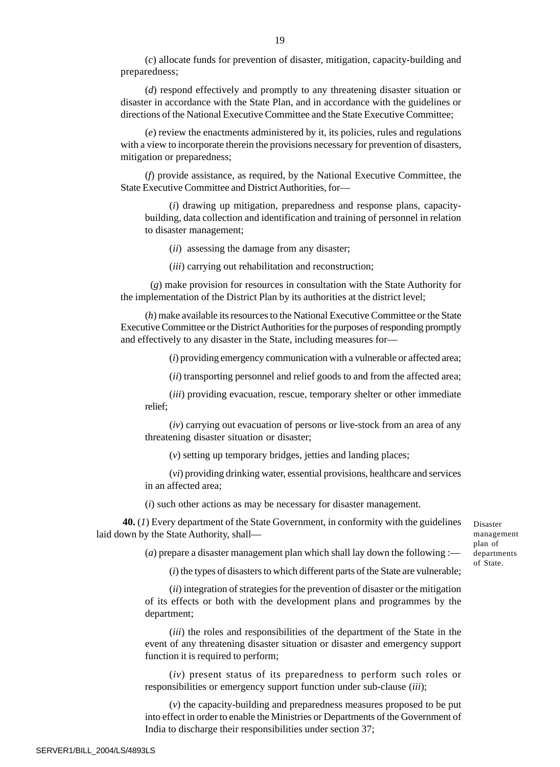(*c*) allocate funds for prevention of disaster, mitigation, capacity-building and preparedness;

(*d*) respond effectively and promptly to any threatening disaster situation or disaster in accordance with the State Plan, and in accordance with the guidelines or directions of the National Executive Committee and the State Executive Committee;

(*e*) review the enactments administered by it, its policies, rules and regulations with a view to incorporate therein the provisions necessary for prevention of disasters, mitigation or preparedness;

(*f*) provide assistance, as required, by the National Executive Committee, the State Executive Committee and District Authorities, for—

(*i*) drawing up mitigation, preparedness and response plans, capacity-building, data collection and identification and training of personnel in relation to disaster management;

(*ii*) assessing the damage from any disaster;

(*iii*) carrying out rehabilitation and reconstruction;

(*g*) make provision for resources in consultation with the State Authority for the implementation of the District Plan by its authorities at the district level;

(*h*) make available its resources to the National Executive Committee or the State Executive Committee or the District Authorities for the purposes of responding promptly and effectively to any disaster in the State, including measures for—

(*i*) providing emergency communication with a vulnerable or affected area;

(*ii*) transporting personnel and relief goods to and from the affected area;

(*iii*) providing evacuation, rescue, temporary shelter or other immediate relief;

(*iv*) carrying out evacuation of persons or live-stock from an area of any threatening disaster situation or disaster;

(*v*) setting up temporary bridges, jetties and landing places;

(*vi*) providing drinking water, essential provisions, healthcare and services in an affected area;

(*i*) such other actions as may be necessary for disaster management.

Disaster management plan of departments of State.

**40.** (*1*) Every department of the State Government, in conformity with the guidelines laid down by the State Authority, shall—

(*a*) prepare a disaster management plan which shall lay down the following :—

(*i*) the types of disasters to which different parts of the State are vulnerable;

(*ii*) integration of strategies for the prevention of disaster or the mitigation of its effects or both with the development plans and programmes by the department;

(*iii*) the roles and responsibilities of the department of the State in the event of any threatening disaster situation or disaster and emergency support function it is required to perform;

(*iv*) present status of its preparedness to perform such roles or responsibilities or emergency support function under sub-clause (*iii*);

(*v*) the capacity-building and preparedness measures proposed to be put into effect in order to enable the Ministries or Departments of the Government of India to discharge their responsibilities under section 37;

SERVER1/BILL_2004/LS/4893LS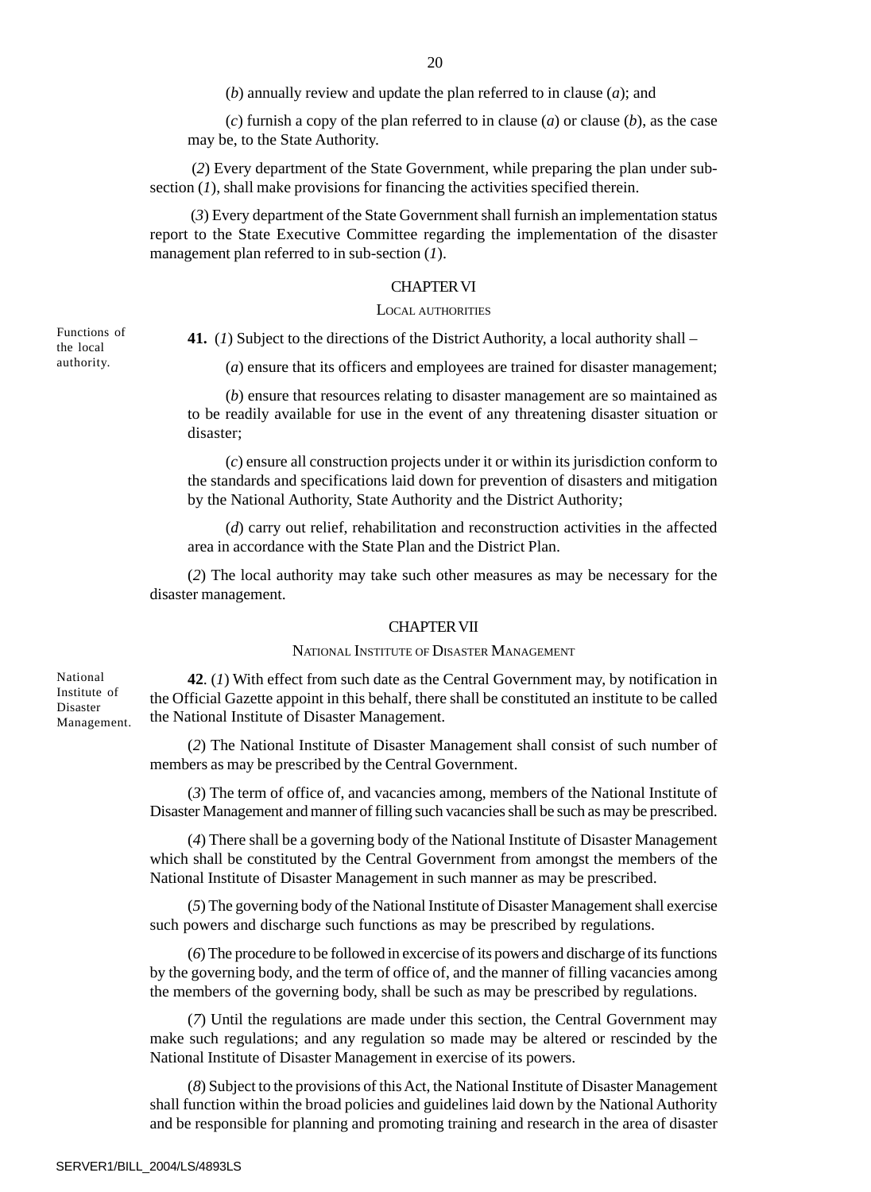(*b*) annually review and update the plan referred to in clause (*a*); and

(*c*) furnish a copy of the plan referred to in clause (*a*) or clause (*b*), as the case may be, to the State Authority.

(*2*) Every department of the State Government, while preparing the plan under sub-section (*1*), shall make provisions for financing the activities specified therein.

(*3*) Every department of the State Government shall furnish an implementation status report to the State Executive Committee regarding the implementation of the disaster management plan referred to in sub-section (*1*).

## CHAPTER VI

### LOCAL AUTHORITIES

Functions of the local authority.

**41.** (*1*) Subject to the directions of the District Authority, a local authority shall –

(*a*) ensure that its officers and employees are trained for disaster management;

(*b*) ensure that resources relating to disaster management are so maintained as to be readily available for use in the event of any threatening disaster situation or disaster;

(*c*) ensure all construction projects under it or within its jurisdiction conform to the standards and specifications laid down for prevention of disasters and mitigation by the National Authority, State Authority and the District Authority;

(*d*) carry out relief, rehabilitation and reconstruction activities in the affected area in accordance with the State Plan and the District Plan.

(*2*) The local authority may take such other measures as may be necessary for the disaster management.

## CHAPTER VII

### NATIONAL INSTITUTE OF DISASTER MANAGEMENT

National Institute of Disaster Management.

**42**. (*1*) With effect from such date as the Central Government may, by notification in the Official Gazette appoint in this behalf, there shall be constituted an institute to be called the National Institute of Disaster Management.

(*2*) The National Institute of Disaster Management shall consist of such number of members as may be prescribed by the Central Government.

(*3*) The term of office of, and vacancies among, members of the National Institute of Disaster Management and manner of filling such vacancies shall be such as may be prescribed.

(*4*) There shall be a governing body of the National Institute of Disaster Management which shall be constituted by the Central Government from amongst the members of the National Institute of Disaster Management in such manner as may be prescribed.

(*5*) The governing body of the National Institute of Disaster Management shall exercise such powers and discharge such functions as may be prescribed by regulations.

(*6*) The procedure to be followed in excercise of its powers and discharge of its functions by the governing body, and the term of office of, and the manner of filling vacancies among the members of the governing body, shall be such as may be prescribed by regulations.

(*7*) Until the regulations are made under this section, the Central Government may make such regulations; and any regulation so made may be altered or rescinded by the National Institute of Disaster Management in exercise of its powers.

(*8*) Subject to the provisions of this Act, the National Institute of Disaster Management shall function within the broad policies and guidelines laid down by the National Authority and be responsible for planning and promoting training and research in the area of disaster

SERVER1/BILL_2004/LS/4893LS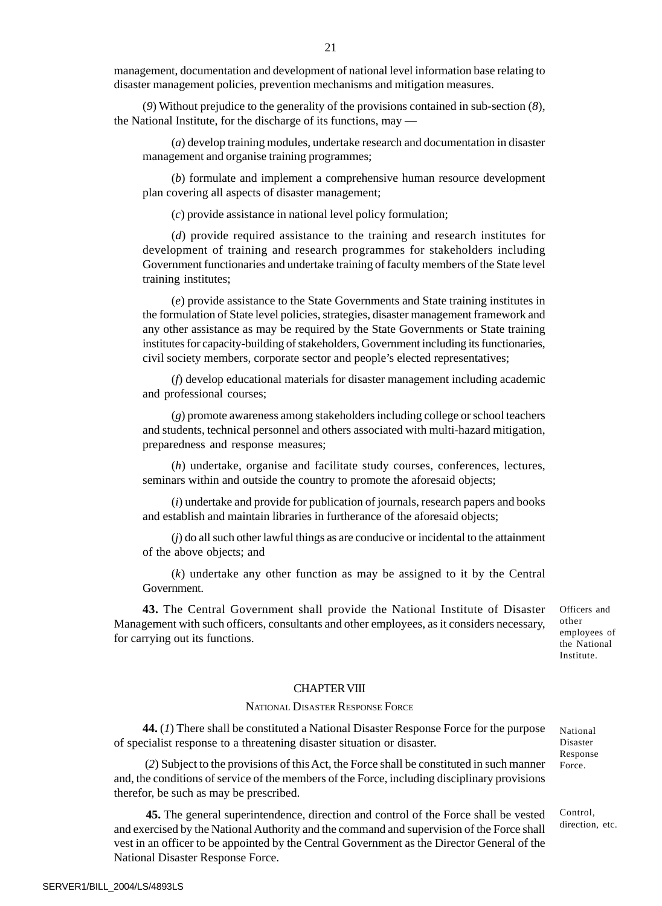management, documentation and development of national level information base relating to disaster management policies, prevention mechanisms and mitigation measures.

(*9*) Without prejudice to the generality of the provisions contained in sub-section (*8*), the National Institute, for the discharge of its functions, may —

(*a*) develop training modules, undertake research and documentation in disaster management and organise training programmes;

(*b*) formulate and implement a comprehensive human resource development plan covering all aspects of disaster management;

(*c*) provide assistance in national level policy formulation;

(*d*) provide required assistance to the training and research institutes for development of training and research programmes for stakeholders including Government functionaries and undertake training of faculty members of the State level training institutes;

(*e*) provide assistance to the State Governments and State training institutes in the formulation of State level policies, strategies, disaster management framework and any other assistance as may be required by the State Governments or State training institutes for capacity-building of stakeholders, Government including its functionaries, civil society members, corporate sector and people's elected representatives;

(*f*) develop educational materials for disaster management including academic and professional courses;

(*g*) promote awareness among stakeholders including college or school teachers and students, technical personnel and others associated with multi-hazard mitigation, preparedness and response measures;

(*h*) undertake, organise and facilitate study courses, conferences, lectures, seminars within and outside the country to promote the aforesaid objects;

(*i*) undertake and provide for publication of journals, research papers and books and establish and maintain libraries in furtherance of the aforesaid objects;

(*j*) do all such other lawful things as are conducive or incidental to the attainment of the above objects; and

(*k*) undertake any other function as may be assigned to it by the Central Government.

Officers and other employees of the National Institute.

**43.** The Central Government shall provide the National Institute of Disaster Management with such officers, consultants and other employees, as it considers necessary, for carrying out its functions.

## CHAPTER VIII

### NATIONAL DISASTER RESPONSE FORCE

National Disaster Response Force.

**44.** (*1*) There shall be constituted a National Disaster Response Force for the purpose of specialist response to a threatening disaster situation or disaster.

(*2*) Subject to the provisions of this Act, the Force shall be constituted in such manner and, the conditions of service of the members of the Force, including disciplinary provisions therefor, be such as may be prescribed.

Control, direction, etc.

**45.** The general superintendence, direction and control of the Force shall be vested and exercised by the National Authority and the command and supervision of the Force shall vest in an officer to be appointed by the Central Government as the Director General of the National Disaster Response Force.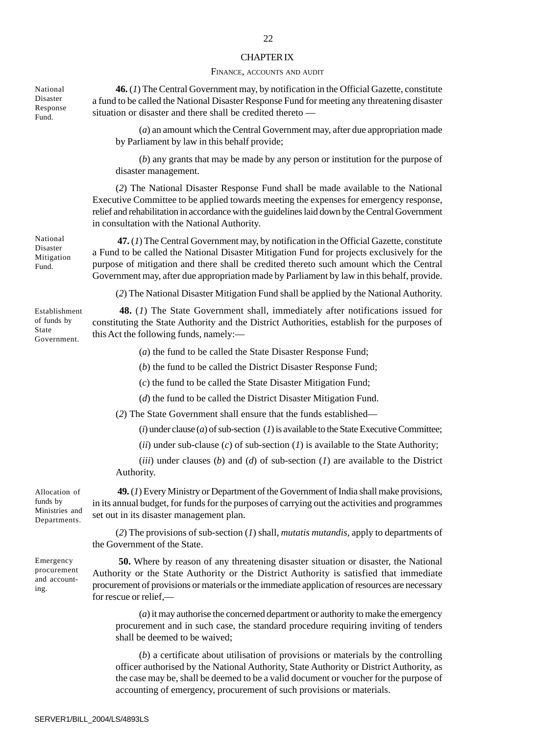## CHAPTER IX

### FINANCE, ACCOUNTS AND AUDIT

National Disaster Response Fund.

**46.** (*1*) The Central Government may, by notification in the Official Gazette, constitute a fund to be called the National Disaster Response Fund for meeting any threatening disaster situation or disaster and there shall be credited thereto —

(*a*) an amount which the Central Government may, after due appropriation made by Parliament by law in this behalf provide;

(*b*) any grants that may be made by any person or institution for the purpose of disaster management.

(*2*) The National Disaster Response Fund shall be made available to the National Executive Committee to be applied towards meeting the expenses for emergency response, relief and rehabilitation in accordance with the guidelines laid down by the Central Government in consultation with the National Authority.

National Disaster Mitigation Fund.

**47.** (*1*) The Central Government may, by notification in the Official Gazette, constitute a Fund to be called the National Disaster Mitigation Fund for projects exclusively for the purpose of mitigation and there shall be credited thereto such amount which the Central Government may, after due appropriation made by Parliament by law in this behalf, provide.

(*2*) The National Disaster Mitigation Fund shall be applied by the National Authority.

Establishment of funds by State Government.

**48.** (*1*) The State Government shall, immediately after notifications issued for constituting the State Authority and the District Authorities, establish for the purposes of this Act the following funds, namely:—

(*a*) the fund to be called the State Disaster Response Fund;

(*b*) the fund to be called the District Disaster Response Fund;

(*c*) the fund to be called the State Disaster Mitigation Fund;

(*d*) the fund to be called the District Disaster Mitigation Fund.

(*2*) The State Government shall ensure that the funds established—

(*i*) under clause (*a*) of sub-section (*1*) is available to the State Executive Committee;

(*ii*) under sub-clause (*c*) of sub-section (*1*) is available to the State Authority;

(*iii*) under clauses (*b*) and (*d*) of sub-section (*1*) are available to the District Authority.

Allocation of funds by Ministries and Departments.

**49.** (*1*) Every Ministry or Department of the Government of India shall make provisions, in its annual budget, for funds for the purposes of carrying out the activities and programmes set out in its disaster management plan.

(*2*) The provisions of sub-section (*1*) shall, *mutatis mutandis*, apply to departments of the Government of the State.

Emergency procurement and accounting.

**50.** Where by reason of any threatening disaster situation or disaster, the National Authority or the State Authority or the District Authority is satisfied that immediate procurement of provisions or materials or the immediate application of resources are necessary for rescue or relief,—

(*a*) it may authorise the concerned department or authority to make the emergency procurement and in such case, the standard procedure requiring inviting of tenders shall be deemed to be waived;

(*b*) a certificate about utilisation of provisions or materials by the controlling officer authorised by the National Authority, State Authority or District Authority, as the case may be, shall be deemed to be a valid document or voucher for the purpose of accounting of emergency, procurement of such provisions or materials.

SERVER1/BILL_2004/LS/4893LS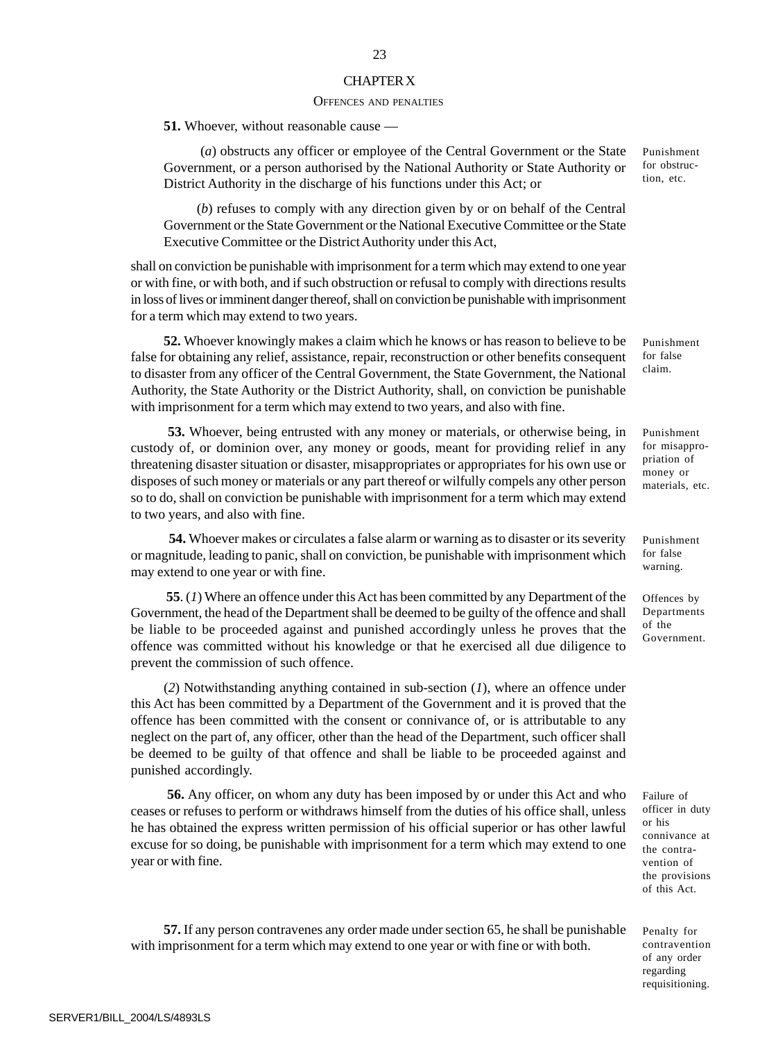## CHAPTER X

### OFFENCES AND PENALTIES

Punishment for obstruction, etc.

**51.** Whoever, without reasonable cause —

(*a*) obstructs any officer or employee of the Central Government or the State Government, or a person authorised by the National Authority or State Authority or District Authority in the discharge of his functions under this Act; or

(*b*) refuses to comply with any direction given by or on behalf of the Central Government or the State Government or the National Executive Committee or the State Executive Committee or the District Authority under this Act,

shall on conviction be punishable with imprisonment for a term which may extend to one year or with fine, or with both, and if such obstruction or refusal to comply with directions results in loss of lives or imminent danger thereof, shall on conviction be punishable with imprisonment for a term which may extend to two years.

Punishment for false claim.

**52.** Whoever knowingly makes a claim which he knows or has reason to believe to be false for obtaining any relief, assistance, repair, reconstruction or other benefits consequent to disaster from any officer of the Central Government, the State Government, the National Authority, the State Authority or the District Authority, shall, on conviction be punishable with imprisonment for a term which may extend to two years, and also with fine.

Punishment for misappropriation of money or materials, etc.

**53.** Whoever, being entrusted with any money or materials, or otherwise being, in custody of, or dominion over, any money or goods, meant for providing relief in any threatening disaster situation or disaster, misappropriates or appropriates for his own use or disposes of such money or materials or any part thereof or wilfully compels any other person so to do, shall on conviction be punishable with imprisonment for a term which may extend to two years, and also with fine.

Punishment for false warning.

**54.** Whoever makes or circulates a false alarm or warning as to disaster or its severity or magnitude, leading to panic, shall on conviction, be punishable with imprisonment which may extend to one year or with fine.

Offences by Departments of the Government.

**55**. (*1*) Where an offence under this Act has been committed by any Department of the Government, the head of the Department shall be deemed to be guilty of the offence and shall be liable to be proceeded against and punished accordingly unless he proves that the offence was committed without his knowledge or that he exercised all due diligence to prevent the commission of such offence.

(*2*) Notwithstanding anything contained in sub-section (*1*), where an offence under this Act has been committed by a Department of the Government and it is proved that the offence has been committed with the consent or connivance of, or is attributable to any neglect on the part of, any officer, other than the head of the Department, such officer shall be deemed to be guilty of that offence and shall be liable to be proceeded against and punished accordingly.

Failure of officer in duty or his connivance at the contravention of the provisions of this Act.

**56.** Any officer, on whom any duty has been imposed by or under this Act and who ceases or refuses to perform or withdraws himself from the duties of his office shall, unless he has obtained the express written permission of his official superior or has other lawful excuse for so doing, be punishable with imprisonment for a term which may extend to one year or with fine.

Penalty for contravention of any order regarding requisitioning.

**57.** If any person contravenes any order made under section 65, he shall be punishable with imprisonment for a term which may extend to one year or with fine or with both.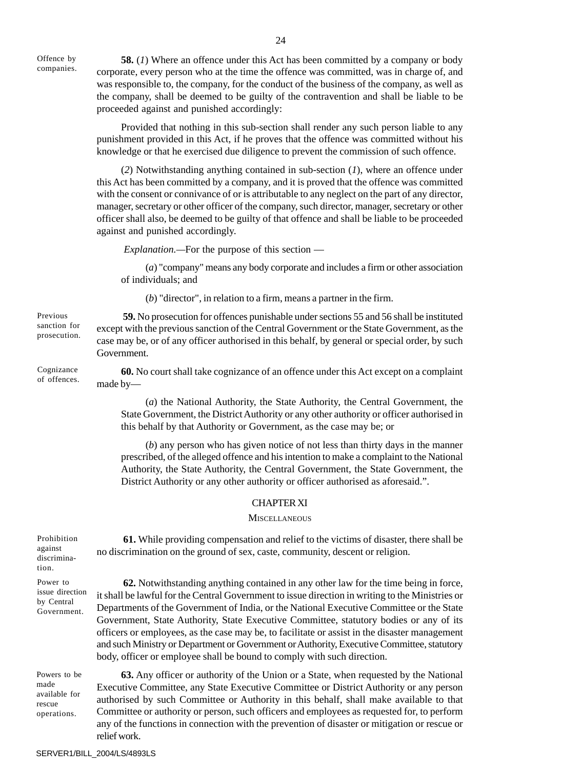Offence by companies.

**58.** (*1*) Where an offence under this Act has been committed by a company or body corporate, every person who at the time the offence was committed, was in charge of, and was responsible to, the company, for the conduct of the business of the company, as well as the company, shall be deemed to be guilty of the contravention and shall be liable to be proceeded against and punished accordingly:

Provided that nothing in this sub-section shall render any such person liable to any punishment provided in this Act, if he proves that the offence was committed without his knowledge or that he exercised due diligence to prevent the commission of such offence.

(*2*) Notwithstanding anything contained in sub-section (*1*), where an offence under this Act has been committed by a company, and it is proved that the offence was committed with the consent or connivance of or is attributable to any neglect on the part of any director, manager, secretary or other officer of the company, such director, manager, secretary or other officer shall also, be deemed to be guilty of that offence and shall be liable to be proceeded against and punished accordingly.

*Explanation.*—For the purpose of this section —

(*a*) "company" means any body corporate and includes a firm or other association of individuals; and

(*b*) "director", in relation to a firm, means a partner in the firm.

Previous sanction for prosecution.

**59.** No prosecution for offences punishable under sections 55 and 56 shall be instituted except with the previous sanction of the Central Government or the State Government, as the case may be, or of any officer authorised in this behalf, by general or special order, by such Government.

Cognizance of offences.

**60.** No court shall take cognizance of an offence under this Act except on a complaint made by—

(*a*) the National Authority, the State Authority, the Central Government, the State Government, the District Authority or any other authority or officer authorised in this behalf by that Authority or Government, as the case may be; or

(*b*) any person who has given notice of not less than thirty days in the manner prescribed, of the alleged offence and his intention to make a complaint to the National Authority, the State Authority, the Central Government, the State Government, the District Authority or any other authority or officer authorised as aforesaid.".

## CHAPTER XI

## MISCELLANEOUS

Prohibition against discrimination.

**61.** While providing compensation and relief to the victims of disaster, there shall be no discrimination on the ground of sex, caste, community, descent or religion.

Power to issue direction by Central Government.

**62.** Notwithstanding anything contained in any other law for the time being in force, it shall be lawful for the Central Government to issue direction in writing to the Ministries or Departments of the Government of India, or the National Executive Committee or the State Government, State Authority, State Executive Committee, statutory bodies or any of its officers or employees, as the case may be, to facilitate or assist in the disaster management and such Ministry or Department or Government or Authority, Executive Committee, statutory body, officer or employee shall be bound to comply with such direction.

Powers to be made available for rescue operations.

**63.** Any officer or authority of the Union or a State, when requested by the National Executive Committee, any State Executive Committee or District Authority or any person authorised by such Committee or Authority in this behalf, shall make available to that Committee or authority or person, such officers and employees as requested for, to perform any of the functions in connection with the prevention of disaster or mitigation or rescue or relief work.

SERVER1/BILL_2004/LS/4893LS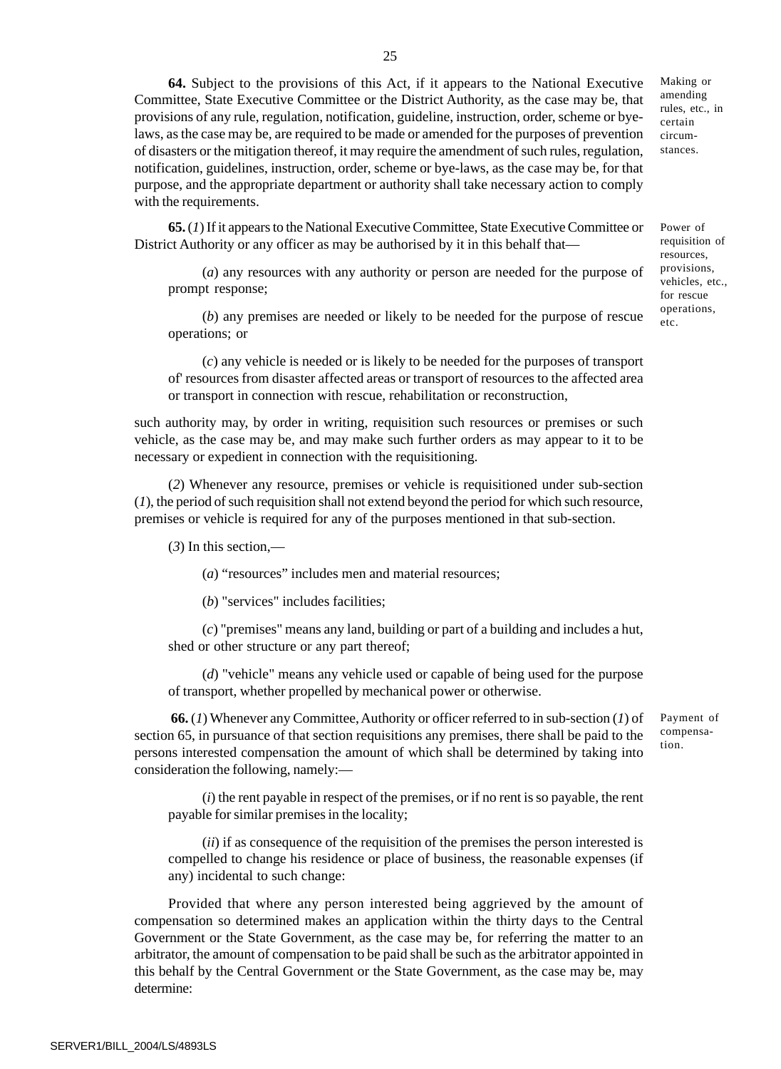**64.** Subject to the provisions of this Act, if it appears to the National Executive Committee, State Executive Committee or the District Authority, as the case may be, that provisions of any rule, regulation, notification, guideline, instruction, order, scheme or bye-laws, as the case may be, are required to be made or amended for the purposes of prevention of disasters or the mitigation thereof, it may require the amendment of such rules, regulation, notification, guidelines, instruction, order, scheme or bye-laws, as the case may be, for that purpose, and the appropriate department or authority shall take necessary action to comply with the requirements.

Making or amending rules, etc., in certain circumstances.

**65.** (*1*) If it appears to the National Executive Committee, State Executive Committee or District Authority or any officer as may be authorised by it in this behalf that—

Power of requisition of resources, provisions, vehicles, etc., for rescue operations, etc.

(*a*) any resources with any authority or person are needed for the purpose of prompt response;

(*b*) any premises are needed or likely to be needed for the purpose of rescue operations; or

(*c*) any vehicle is needed or is likely to be needed for the purposes of transport of' resources from disaster affected areas or transport of resources to the affected area or transport in connection with rescue, rehabilitation or reconstruction,

such authority may, by order in writing, requisition such resources or premises or such vehicle, as the case may be, and may make such further orders as may appear to it to be necessary or expedient in connection with the requisitioning.

(*2*) Whenever any resource, premises or vehicle is requisitioned under sub-section (*1*), the period of such requisition shall not extend beyond the period for which such resource, premises or vehicle is required for any of the purposes mentioned in that sub-section.

(*3*) In this section,—

(*a*) "resources" includes men and material resources;

(*b*) "services" includes facilities;

(*c*) "premises" means any land, building or part of a building and includes a hut, shed or other structure or any part thereof;

(*d*) "vehicle" means any vehicle used or capable of being used for the purpose of transport, whether propelled by mechanical power or otherwise.

**66.** (*1*) Whenever any Committee, Authority or officer referred to in sub-section (*1*) of section 65, in pursuance of that section requisitions any premises, there shall be paid to the persons interested compensation the amount of which shall be determined by taking into consideration the following, namely:—

Payment of compensation.

(*i*) the rent payable in respect of the premises, or if no rent is so payable, the rent payable for similar premises in the locality;

(*ii*) if as consequence of the requisition of the premises the person interested is compelled to change his residence or place of business, the reasonable expenses (if any) incidental to such change:

Provided that where any person interested being aggrieved by the amount of compensation so determined makes an application within the thirty days to the Central Government or the State Government, as the case may be, for referring the matter to an arbitrator, the amount of compensation to be paid shall be such as the arbitrator appointed in this behalf by the Central Government or the State Government, as the case may be, may determine:

SERVER1/BILL_2004/LS/4893LS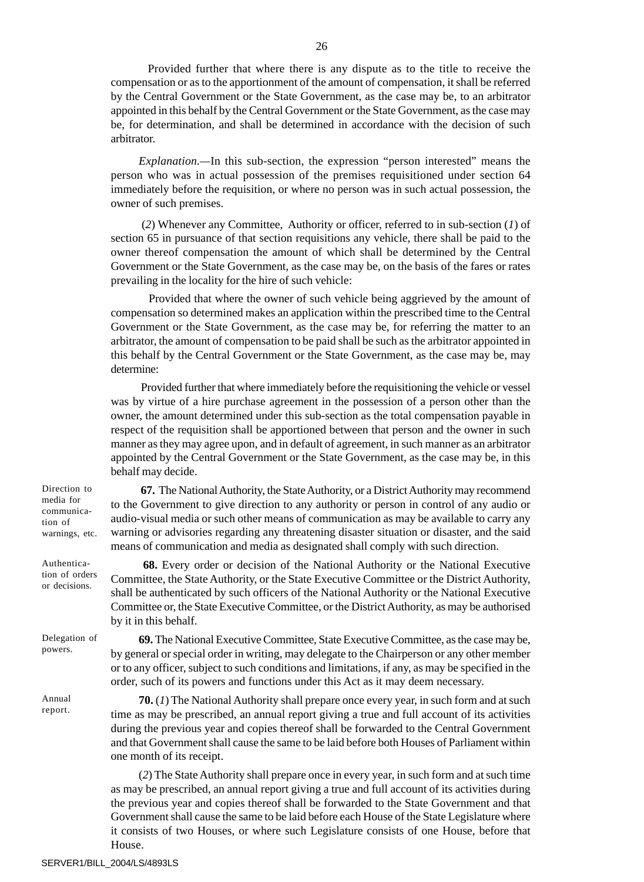Provided further that where there is any dispute as to the title to receive the compensation or as to the apportionment of the amount of compensation, it shall be referred by the Central Government or the State Government, as the case may be, to an arbitrator appointed in this behalf by the Central Government or the State Government, as the case may be, for determination, and shall be determined in accordance with the decision of such arbitrator.

*Explanation*.—In this sub-section, the expression "person interested" means the person who was in actual possession of the premises requisitioned under section 64 immediately before the requisition, or where no person was in such actual possession, the owner of such premises.

(*2*) Whenever any Committee, Authority or officer, referred to in sub-section (*1*) of section 65 in pursuance of that section requisitions any vehicle, there shall be paid to the owner thereof compensation the amount of which shall be determined by the Central Government or the State Government, as the case may be, on the basis of the fares or rates prevailing in the locality for the hire of such vehicle:

Provided that where the owner of such vehicle being aggrieved by the amount of compensation so determined makes an application within the prescribed time to the Central Government or the State Government, as the case may be, for referring the matter to an arbitrator, the amount of compensation to be paid shall be such as the arbitrator appointed in this behalf by the Central Government or the State Government, as the case may be, may determine:

Provided further that where immediately before the requisitioning the vehicle or vessel was by virtue of a hire purchase agreement in the possession of a person other than the owner, the amount determined under this sub-section as the total compensation payable in respect of the requisition shall be apportioned between that person and the owner in such manner as they may agree upon, and in default of agreement, in such manner as an arbitrator appointed by the Central Government or the State Government, as the case may be, in this behalf may decide.

*Direction to media for communication of warnings, etc.*

**67.** The National Authority, the State Authority, or a District Authority may recommend to the Government to give direction to any authority or person in control of any audio or audio-visual media or such other means of communication as may be available to carry any warning or advisories regarding any threatening disaster situation or disaster, and the said means of communication and media as designated shall comply with such direction.

*Authentication of orders or decisions.*

**68.** Every order or decision of the National Authority or the National Executive Committee, the State Authority, or the State Executive Committee or the District Authority, shall be authenticated by such officers of the National Authority or the National Executive Committee or, the State Executive Committee, or the District Authority, as may be authorised by it in this behalf.

*Delegation of powers.*

**69.** The National Executive Committee, State Executive Committee, as the case may be, by general or special order in writing, may delegate to the Chairperson or any other member or to any officer, subject to such conditions and limitations, if any, as may be specified in the order, such of its powers and functions under this Act as it may deem necessary.

*Annual report.*

**70.** (*1*) The National Authority shall prepare once every year, in such form and at such time as may be prescribed, an annual report giving a true and full account of its activities during the previous year and copies thereof shall be forwarded to the Central Government and that Government shall cause the same to be laid before both Houses of Parliament within one month of its receipt.

(*2*) The State Authority shall prepare once in every year, in such form and at such time as may be prescribed, an annual report giving a true and full account of its activities during the previous year and copies thereof shall be forwarded to the State Government and that Government shall cause the same to be laid before each House of the State Legislature where it consists of two Houses, or where such Legislature consists of one House, before that House.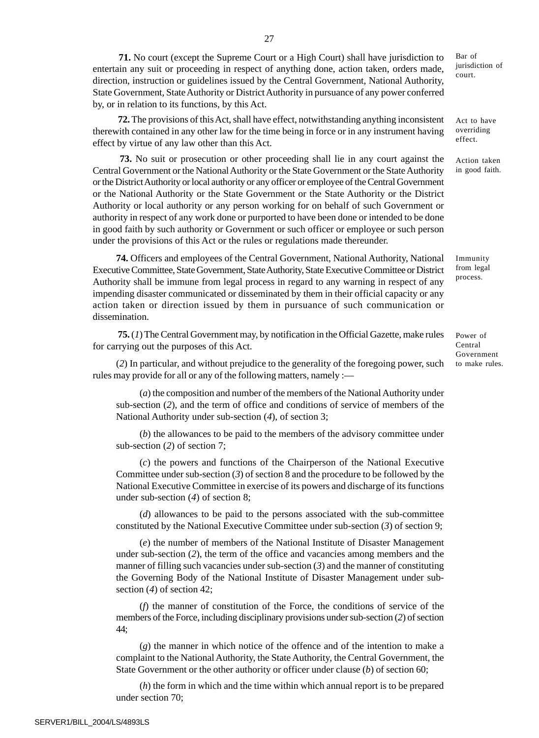**71.** No court (except the Supreme Court or a High Court) shall have jurisdiction to entertain any suit or proceeding in respect of anything done, action taken, orders made, direction, instruction or guidelines issued by the Central Government, National Authority, State Government, State Authority or District Authority in pursuance of any power conferred by, or in relation to its functions, by this Act.

Bar of jurisdiction of court.

**72.** The provisions of this Act, shall have effect, notwithstanding anything inconsistent therewith contained in any other law for the time being in force or in any instrument having effect by virtue of any law other than this Act.

Act to have overriding effect.

**73.** No suit or prosecution or other proceeding shall lie in any court against the Central Government or the National Authority or the State Government or the State Authority or the District Authority or local authority or any officer or employee of the Central Government or the National Authority or the State Government or the State Authority or the District Authority or local authority or any person working for on behalf of such Government or authority in respect of any work done or purported to have been done or intended to be done in good faith by such authority or Government or such officer or employee or such person under the provisions of this Act or the rules or regulations made thereunder.

Action taken in good faith.

**74.** Officers and employees of the Central Government, National Authority, National Executive Committee, State Government, State Authority, State Executive Committee or District Authority shall be immune from legal process in regard to any warning in respect of any impending disaster communicated or disseminated by them in their official capacity or any action taken or direction issued by them in pursuance of such communication or dissemination.

Immunity from legal process.

**75.** (*1*) The Central Government may, by notification in the Official Gazette, make rules for carrying out the purposes of this Act.

Power of Central Government to make rules.

(*2*) In particular, and without prejudice to the generality of the foregoing power, such rules may provide for all or any of the following matters, namely :—

(*a*) the composition and number of the members of the National Authority under sub-section (*2*), and the term of office and conditions of service of members of the National Authority under sub-section (*4*), of section 3;

(*b*) the allowances to be paid to the members of the advisory committee under sub-section (*2*) of section 7;

(*c*) the powers and functions of the Chairperson of the National Executive Committee under sub-section (*3*) of section 8 and the procedure to be followed by the National Executive Committee in exercise of its powers and discharge of its functions under sub-section (*4*) of section 8;

(*d*) allowances to be paid to the persons associated with the sub-committee constituted by the National Executive Committee under sub-section (*3*) of section 9;

(*e*) the number of members of the National Institute of Disaster Management under sub-section (*2*), the term of the office and vacancies among members and the manner of filling such vacancies under sub-section (*3*) and the manner of constituting the Governing Body of the National Institute of Disaster Management under sub-section (*4*) of section 42;

(*f*) the manner of constitution of the Force, the conditions of service of the members of the Force, including disciplinary provisions under sub-section (*2*) of section 44;

(*g*) the manner in which notice of the offence and of the intention to make a complaint to the National Authority, the State Authority, the Central Government, the State Government or the other authority or officer under clause (*b*) of section 60;

(*h*) the form in which and the time within which annual report is to be prepared under section 70;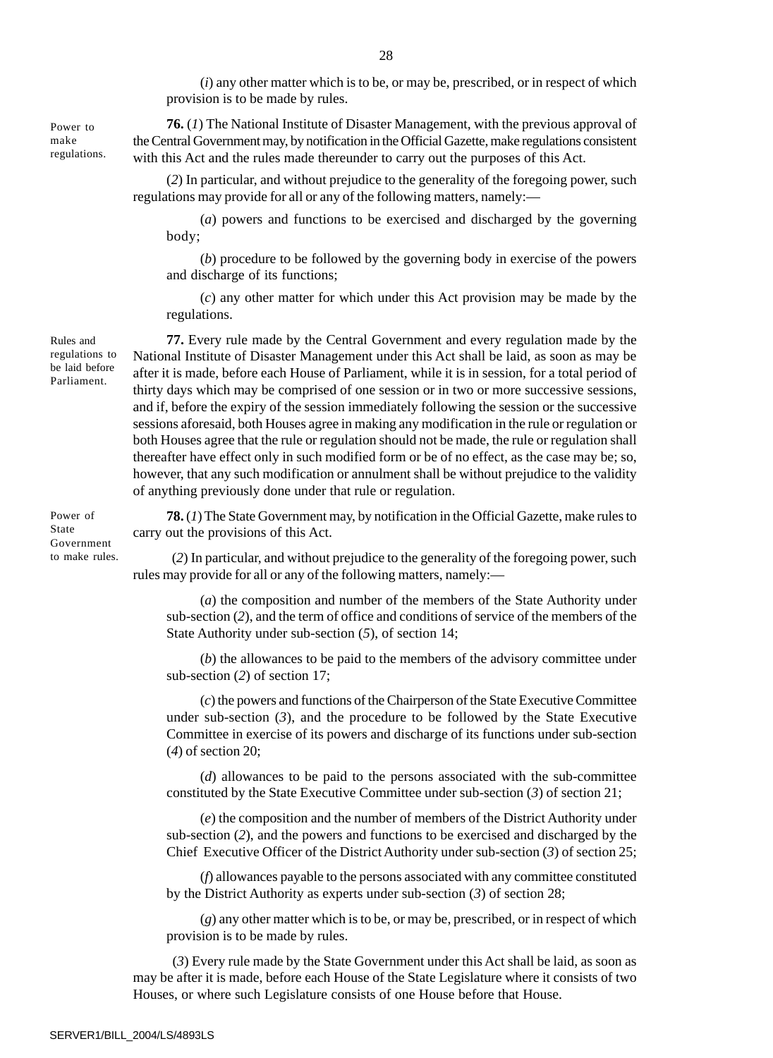(*i*) any other matter which is to be, or may be, prescribed, or in respect of which provision is to be made by rules.

Power to make regulations.

**76.** (*1*) The National Institute of Disaster Management, with the previous approval of the Central Government may, by notification in the Official Gazette, make regulations consistent with this Act and the rules made thereunder to carry out the purposes of this Act.

(*2*) In particular, and without prejudice to the generality of the foregoing power, such regulations may provide for all or any of the following matters, namely:—

(*a*) powers and functions to be exercised and discharged by the governing body;

(*b*) procedure to be followed by the governing body in exercise of the powers and discharge of its functions;

(*c*) any other matter for which under this Act provision may be made by the regulations.

Rules and regulations to be laid before Parliament.

**77.** Every rule made by the Central Government and every regulation made by the National Institute of Disaster Management under this Act shall be laid, as soon as may be after it is made, before each House of Parliament, while it is in session, for a total period of thirty days which may be comprised of one session or in two or more successive sessions, and if, before the expiry of the session immediately following the session or the successive sessions aforesaid, both Houses agree in making any modification in the rule or regulation or both Houses agree that the rule or regulation should not be made, the rule or regulation shall thereafter have effect only in such modified form or be of no effect, as the case may be; so, however, that any such modification or annulment shall be without prejudice to the validity of anything previously done under that rule or regulation.

Power of State Government to make rules.

**78.** (*1*) The State Government may, by notification in the Official Gazette, make rules to carry out the provisions of this Act.

(*2*) In particular, and without prejudice to the generality of the foregoing power, such rules may provide for all or any of the following matters, namely:—

(*a*) the composition and number of the members of the State Authority under sub-section (*2*), and the term of office and conditions of service of the members of the State Authority under sub-section (*5*), of section 14;

(*b*) the allowances to be paid to the members of the advisory committee under sub-section (*2*) of section 17;

(*c*) the powers and functions of the Chairperson of the State Executive Committee under sub-section (*3*), and the procedure to be followed by the State Executive Committee in exercise of its powers and discharge of its functions under sub-section (*4*) of section 20;

(*d*) allowances to be paid to the persons associated with the sub-committee constituted by the State Executive Committee under sub-section (*3*) of section 21;

(*e*) the composition and the number of members of the District Authority under sub-section (*2*), and the powers and functions to be exercised and discharged by the Chief Executive Officer of the District Authority under sub-section (*3*) of section 25;

(*f*) allowances payable to the persons associated with any committee constituted by the District Authority as experts under sub-section (*3*) of section 28;

(*g*) any other matter which is to be, or may be, prescribed, or in respect of which provision is to be made by rules.

(*3*) Every rule made by the State Government under this Act shall be laid, as soon as may be after it is made, before each House of the State Legislature where it consists of two Houses, or where such Legislature consists of one House before that House.

SERVER1/BILL_2004/LS/4893LS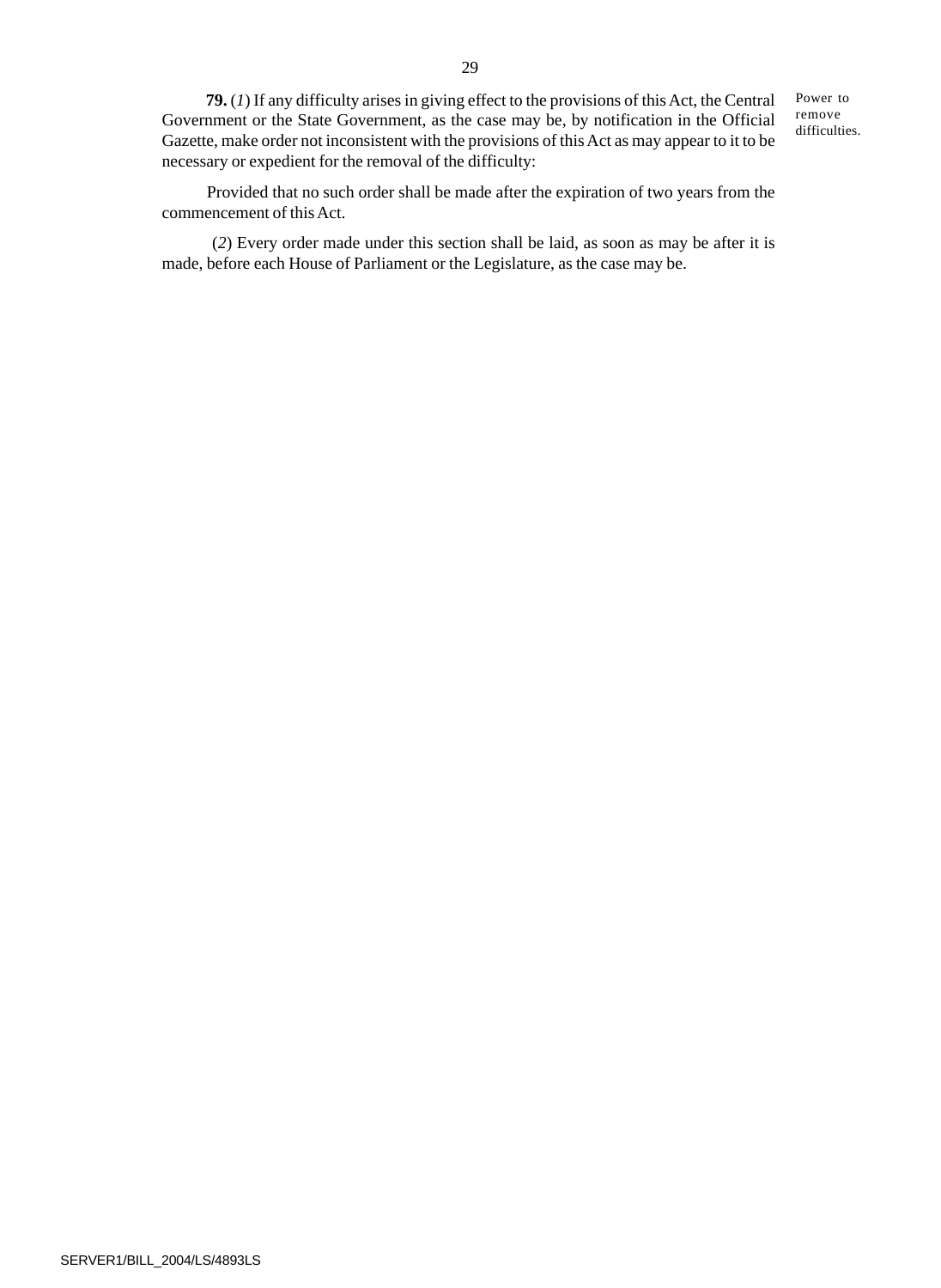**79.** (*1*) If any difficulty arises in giving effect to the provisions of this Act, the Central Government or the State Government, as the case may be, by notification in the Official Gazette, make order not inconsistent with the provisions of this Act as may appear to it to be necessary or expedient for the removal of the difficulty:

Power to remove difficulties.

Provided that no such order shall be made after the expiration of two years from the commencement of this Act.

(*2*) Every order made under this section shall be laid, as soon as may be after it is made, before each House of Parliament or the Legislature, as the case may be.

SERVER1/BILL_2004/LS/4893LS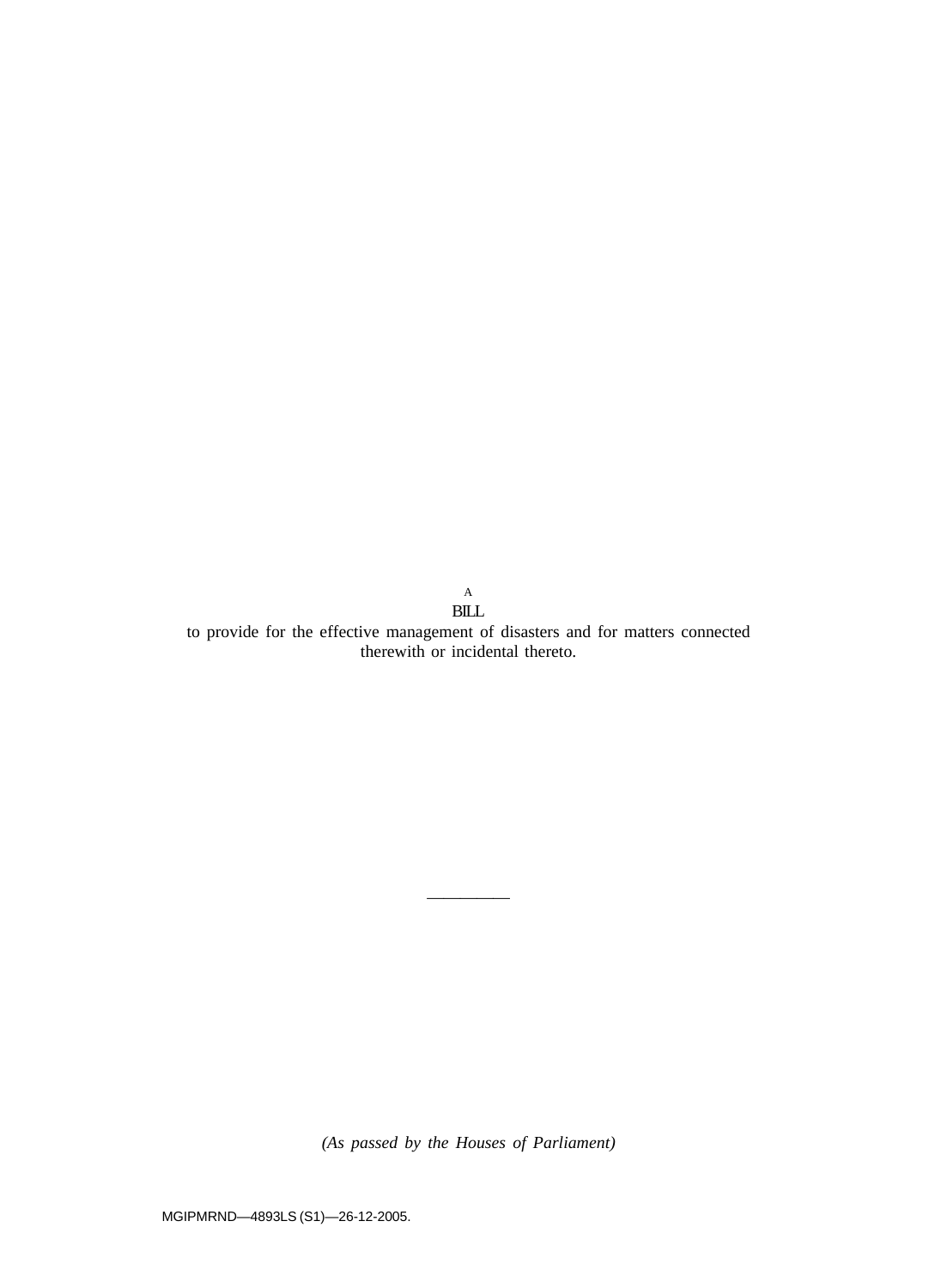A

BILL

to provide for the effective management of disasters and for matters connected therewith or incidental thereto.

---

*(As passed by the Houses of Parliament)*

MGIPMRND—4893LS (S1)—26-12-2005.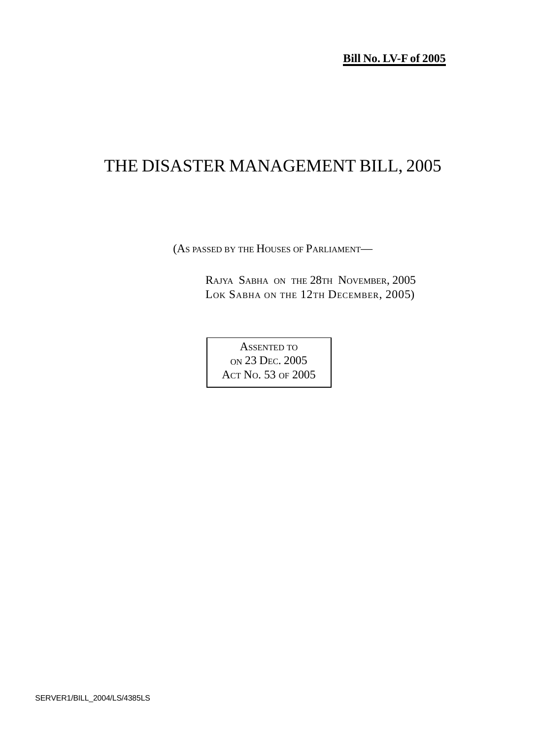**Bill No. LV-F of 2005**

# THE DISASTER MANAGEMENT BILL, 2005

(AS PASSED BY THE HOUSES OF PARLIAMENT—

RAJYA SABHA ON THE 28TH NOVEMBER, 2005
LOK SABHA ON THE 12TH DECEMBER, 2005)

ASSENTED TO
ON 23 DEC. 2005
ACT NO. 53 OF 2005

SERVER1/BILL_2004/LS/4385LS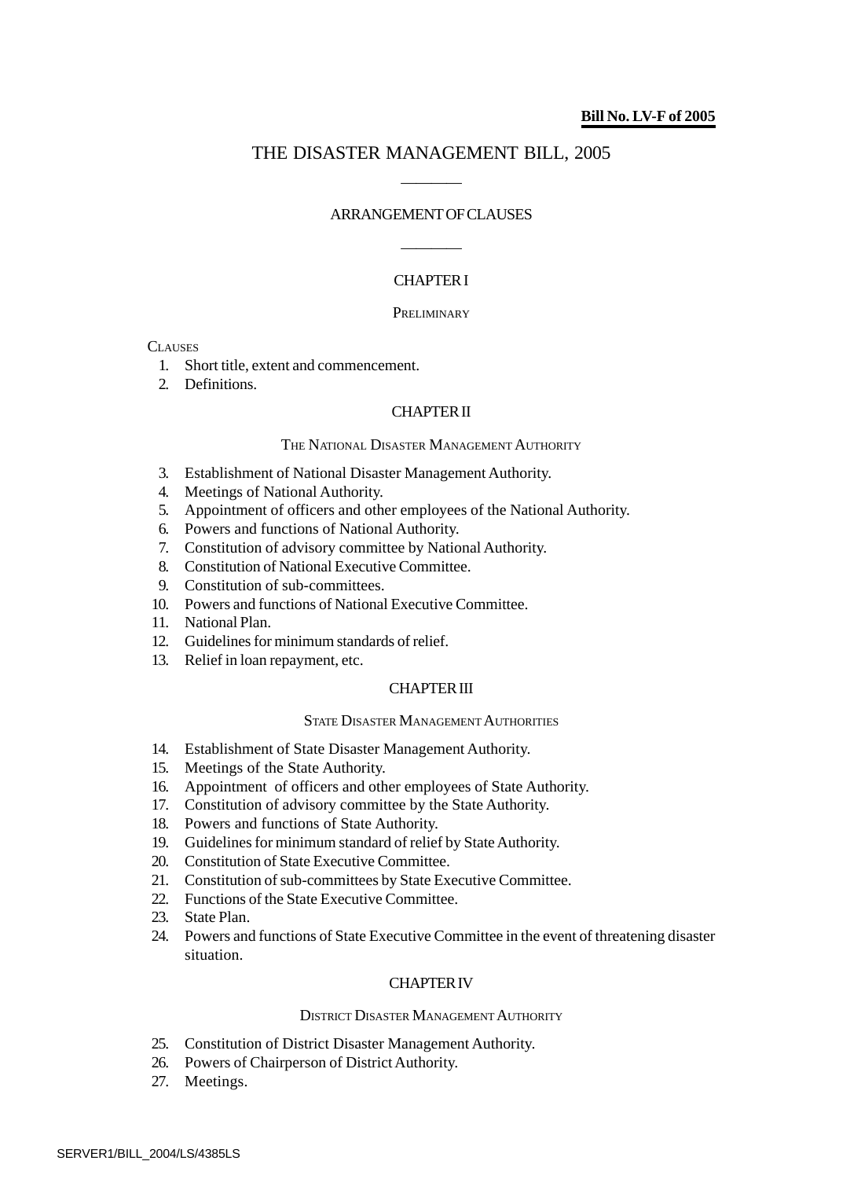**Bill No. LV-F of 2005**

# THE DISASTER MANAGEMENT BILL, 2005

---

## ARRANGEMENT OF CLAUSES

---

### CHAPTER I

PRELIMINARY

CLAUSES

1. Short title, extent and commencement.
2. Definitions.

### CHAPTER II

THE NATIONAL DISASTER MANAGEMENT AUTHORITY

3. Establishment of National Disaster Management Authority.
4. Meetings of National Authority.
5. Appointment of officers and other employees of the National Authority.
6. Powers and functions of National Authority.
7. Constitution of advisory committee by National Authority.
8. Constitution of National Executive Committee.
9. Constitution of sub-committees.
10. Powers and functions of National Executive Committee.
11. National Plan.
12. Guidelines for minimum standards of relief.
13. Relief in loan repayment, etc.

### CHAPTER III

STATE DISASTER MANAGEMENT AUTHORITIES

14. Establishment of State Disaster Management Authority.
15. Meetings of the State Authority.
16. Appointment of officers and other employees of State Authority.
17. Constitution of advisory committee by the State Authority.
18. Powers and functions of State Authority.
19. Guidelines for minimum standard of relief by State Authority.
20. Constitution of State Executive Committee.
21. Constitution of sub-committees by State Executive Committee.
22. Functions of the State Executive Committee.
23. State Plan.
24. Powers and functions of State Executive Committee in the event of threatening disaster situation.

### CHAPTER IV

DISTRICT DISASTER MANAGEMENT AUTHORITY

25. Constitution of District Disaster Management Authority.
26. Powers of Chairperson of District Authority.
27. Meetings.

SERVER1/BILL_2004/LS/4385LS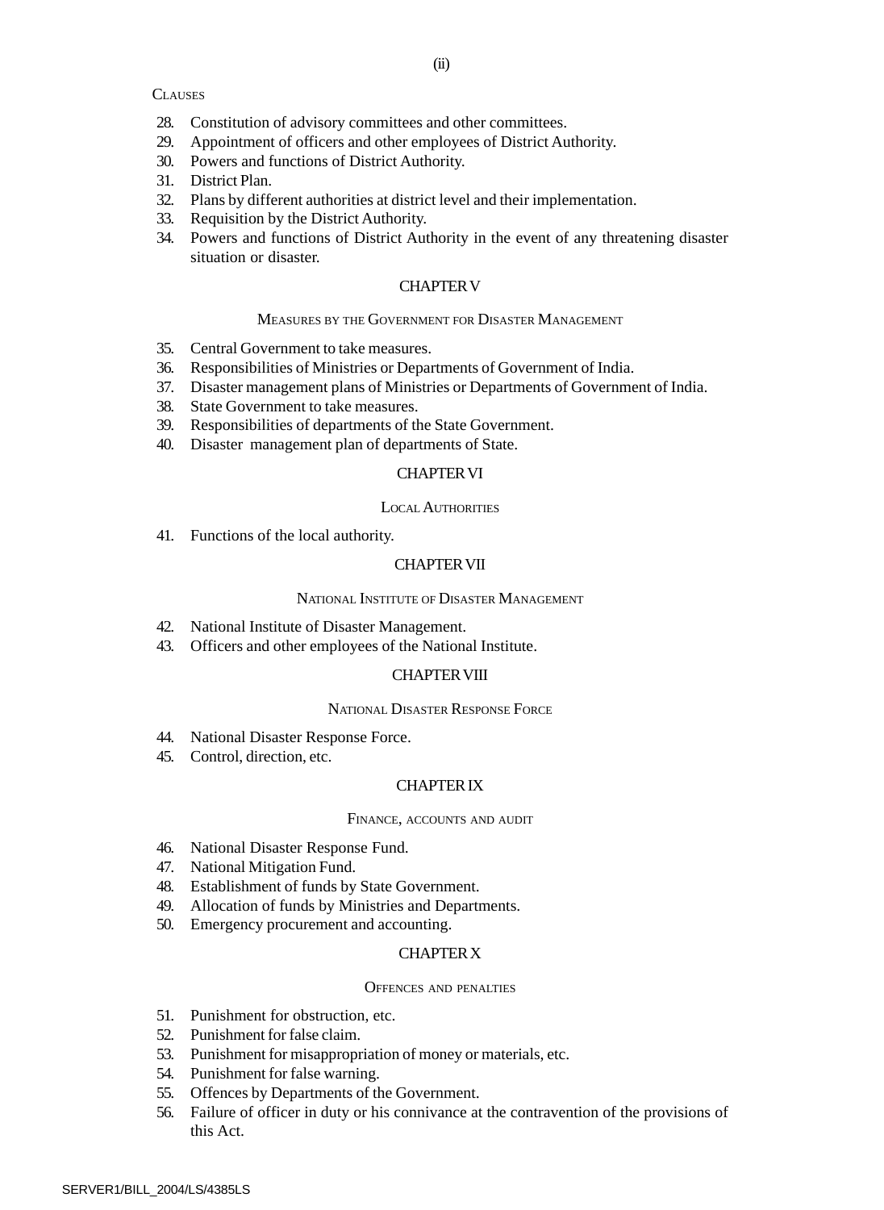CLAUSES

28. Constitution of advisory committees and other committees.
29. Appointment of officers and other employees of District Authority.
30. Powers and functions of District Authority.
31. District Plan.
32. Plans by different authorities at district level and their implementation.
33. Requisition by the District Authority.
34. Powers and functions of District Authority in the event of any threatening disaster situation or disaster.

## CHAPTER V

### MEASURES BY THE GOVERNMENT FOR DISASTER MANAGEMENT

35. Central Government to take measures.
36. Responsibilities of Ministries or Departments of Government of India.
37. Disaster management plans of Ministries or Departments of Government of India.
38. State Government to take measures.
39. Responsibilities of departments of the State Government.
40. Disaster management plan of departments of State.

## CHAPTER VI

### LOCAL AUTHORITIES

41. Functions of the local authority.

## CHAPTER VII

### NATIONAL INSTITUTE OF DISASTER MANAGEMENT

42. National Institute of Disaster Management.
43. Officers and other employees of the National Institute.

## CHAPTER VIII

### NATIONAL DISASTER RESPONSE FORCE

44. National Disaster Response Force.
45. Control, direction, etc.

## CHAPTER IX

### FINANCE, ACCOUNTS AND AUDIT

46. National Disaster Response Fund.
47. National Mitigation Fund.
48. Establishment of funds by State Government.
49. Allocation of funds by Ministries and Departments.
50. Emergency procurement and accounting.

## CHAPTER X

### OFFENCES AND PENALTIES

51. Punishment for obstruction, etc.
52. Punishment for false claim.
53. Punishment for misappropriation of money or materials, etc.
54. Punishment for false warning.
55. Offences by Departments of the Government.
56. Failure of officer in duty or his connivance at the contravention of the provisions of this Act.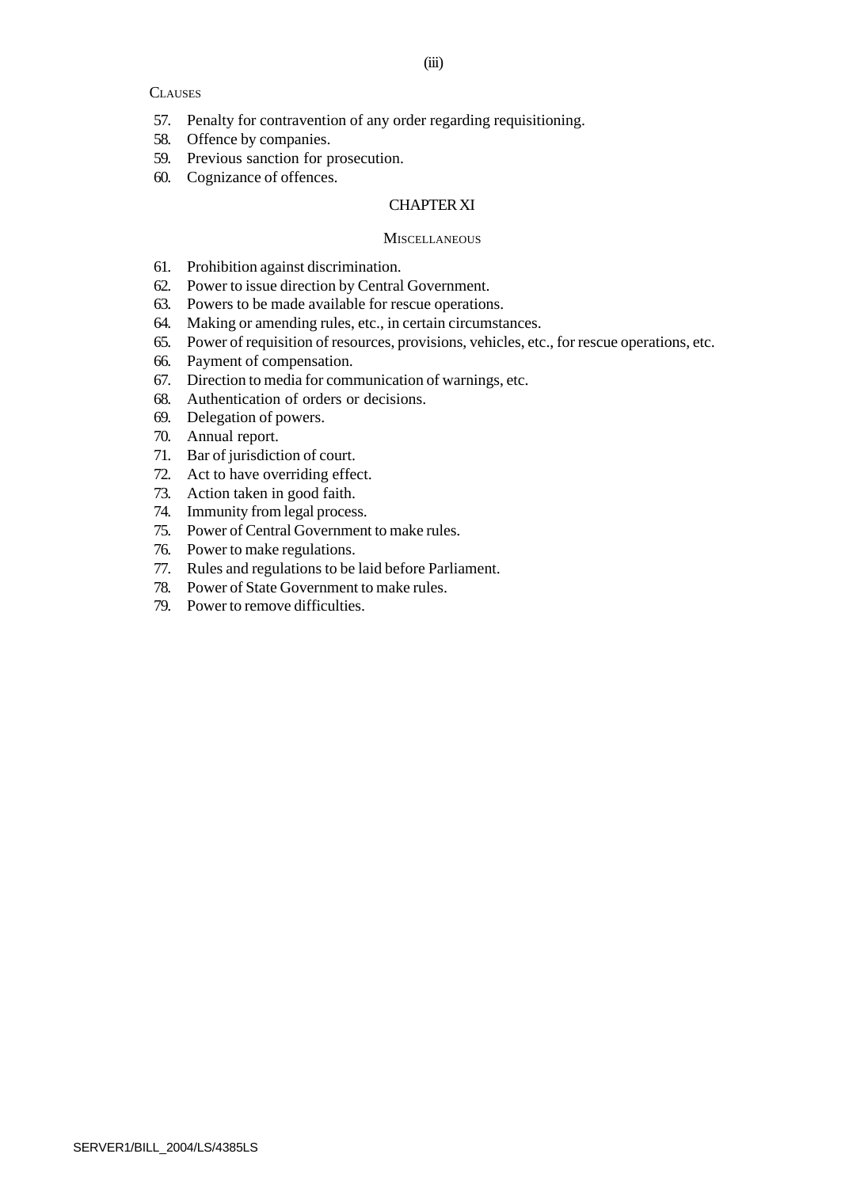CLAUSES

57. Penalty for contravention of any order regarding requisitioning.
58. Offence by companies.
59. Previous sanction for prosecution.
60. Cognizance of offences.

## CHAPTER XI

### MISCELLANEOUS

61. Prohibition against discrimination.
62. Power to issue direction by Central Government.
63. Powers to be made available for rescue operations.
64. Making or amending rules, etc., in certain circumstances.
65. Power of requisition of resources, provisions, vehicles, etc., for rescue operations, etc.
66. Payment of compensation.
67. Direction to media for communication of warnings, etc.
68. Authentication of orders or decisions.
69. Delegation of powers.
70. Annual report.
71. Bar of jurisdiction of court.
72. Act to have overriding effect.
73. Action taken in good faith.
74. Immunity from legal process.
75. Power of Central Government to make rules.
76. Power to make regulations.
77. Rules and regulations to be laid before Parliament.
78. Power of State Government to make rules.
79. Power to remove difficulties.

SERVER1/BILL_2004/LS/4385LS